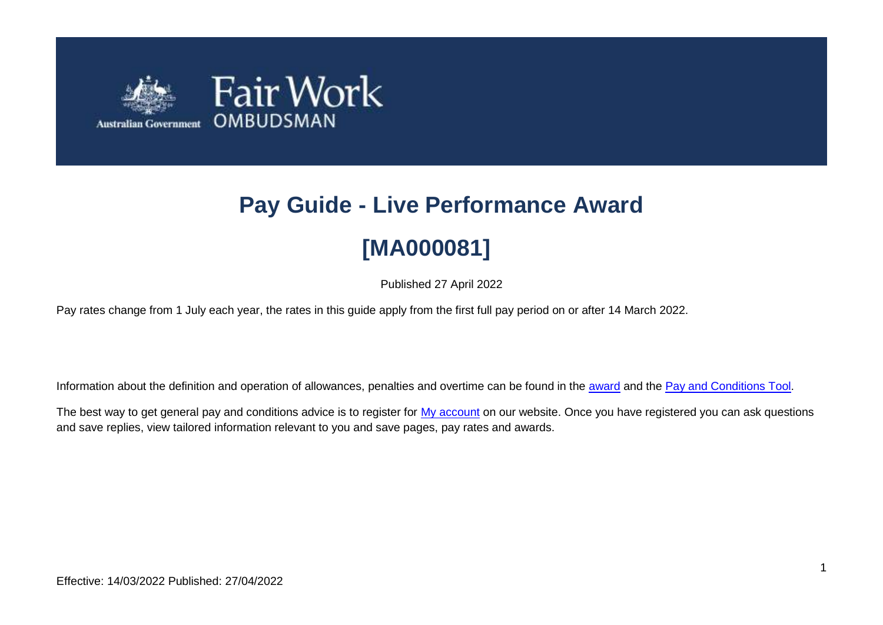# Pay Guide - Live Performance Award

# [MA000081]

Published 27 April 2022

Pay rates change from 1 July each year, the rates in this guide apply from the first full pay period on or after 14 March 2022.

Information about the definition and operation of allowances, penalties and overtime can be found in the award and the Pay and Conditions Tool.

The best way to get general pay and conditions advice is to register for My account on our website. Once you have registered you can ask questions and save replies, view tailored information relevant to you and save pages, pay rates and awards.

Effective: 14/03/2022 Published: 27/04/2022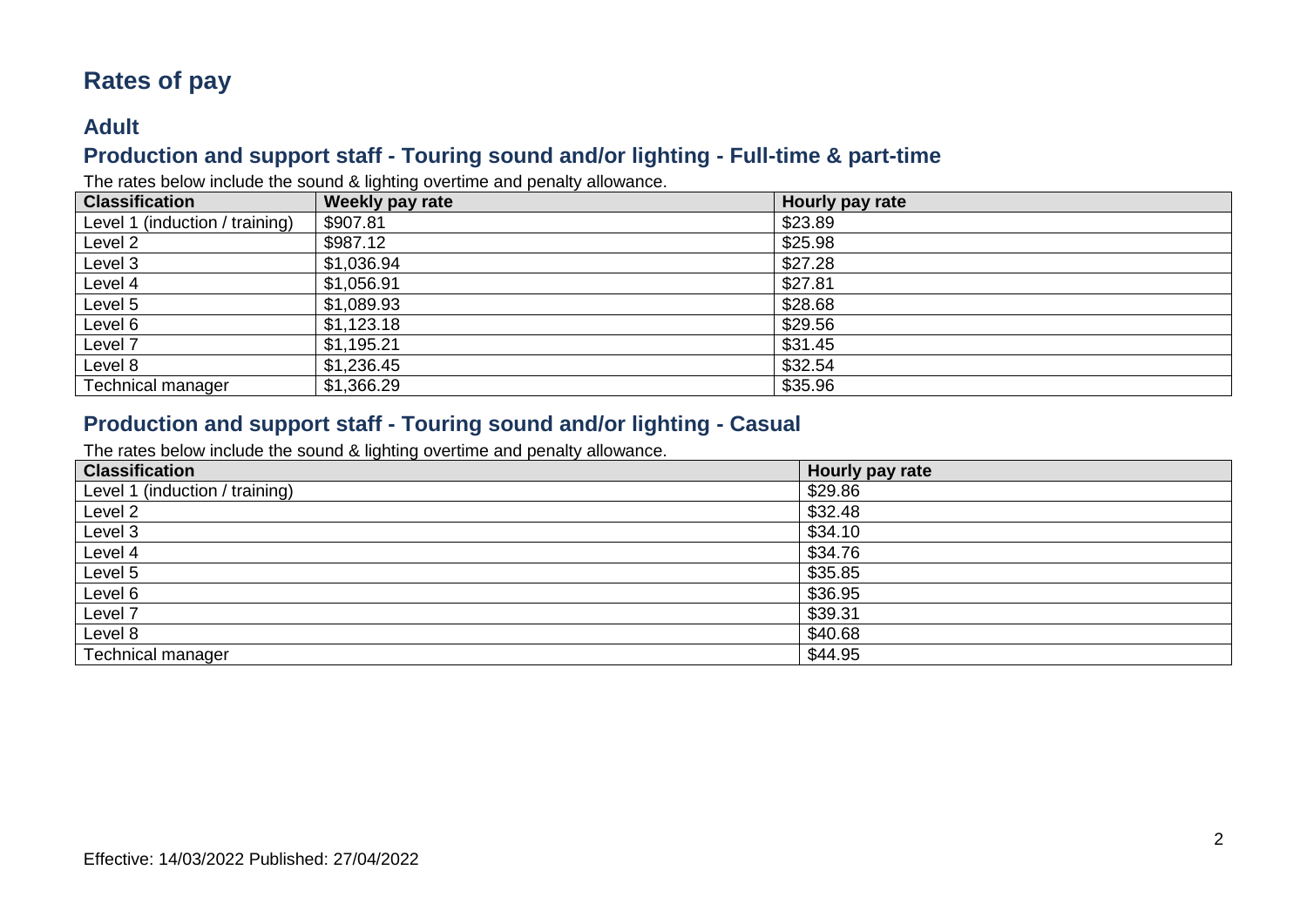# Rates of pay

## Adult

### Production and support staff - Touring sound and/or lighting - Full-time & part-time

The rates below include the sound & lighting overtime and penalty allowance.

| Classification | Weekly pay rate | Hourly pay rate |
|---|---|---|
| Level 1 (induction / training) | $907.81 | $23.89 |
| Level 2 | $987.12 | $25.98 |
| Level 3 | $1,036.94 | $27.28 |
| Level 4 | $1,056.91 | $27.81 |
| Level 5 | $1,089.93 | $28.68 |
| Level 6 | $1,123.18 | $29.56 |
| Level 7 | $1,195.21 | $31.45 |
| Level 8 | $1,236.45 | $32.54 |
| Technical manager | $1,366.29 | $35.96 |

### Production and support staff - Touring sound and/or lighting - Casual

The rates below include the sound & lighting overtime and penalty allowance.

| Classification | Hourly pay rate |
|---|---|
| Level 1 (induction / training) | $29.86 |
| Level 2 | $32.48 |
| Level 3 | $34.10 |
| Level 4 | $34.76 |
| Level 5 | $35.85 |
| Level 6 | $36.95 |
| Level 7 | $39.31 |
| Level 8 | $40.68 |
| Technical manager | $44.95 |

Effective: 14/03/2022 Published: 27/04/2022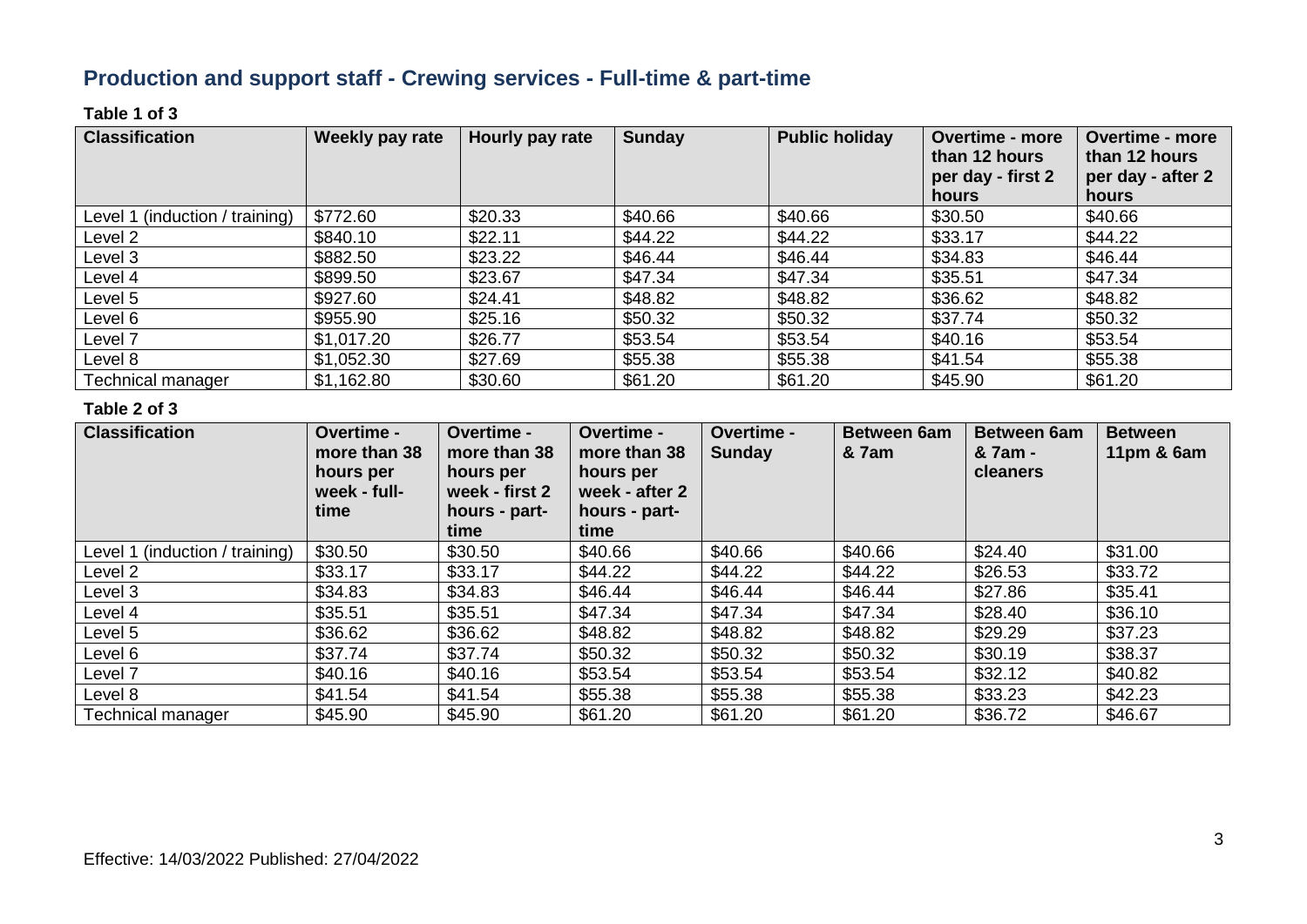## Production and support staff - Crewing services - Full-time & part-time

**Table 1 of 3**

| Classification | Weekly pay rate | Hourly pay rate | Sunday | Public holiday | Overtime - more than 12 hours per day - first 2 hours | Overtime - more than 12 hours per day - after 2 hours |
|---|---|---|---|---|---|---|
| Level 1 (induction / training) | $772.60 | $20.33 | $40.66 | $40.66 | $30.50 | $40.66 |
| Level 2 | $840.10 | $22.11 | $44.22 | $44.22 | $33.17 | $44.22 |
| Level 3 | $882.50 | $23.22 | $46.44 | $46.44 | $34.83 | $46.44 |
| Level 4 | $899.50 | $23.67 | $47.34 | $47.34 | $35.51 | $47.34 |
| Level 5 | $927.60 | $24.41 | $48.82 | $48.82 | $36.62 | $48.82 |
| Level 6 | $955.90 | $25.16 | $50.32 | $50.32 | $37.74 | $50.32 |
| Level 7 | $1,017.20 | $26.77 | $53.54 | $53.54 | $40.16 | $53.54 |
| Level 8 | $1,052.30 | $27.69 | $55.38 | $55.38 | $41.54 | $55.38 |
| Technical manager | $1,162.80 | $30.60 | $61.20 | $61.20 | $45.90 | $61.20 |

**Table 2 of 3**

| Classification | Overtime - more than 38 hours per week - full-time | Overtime - more than 38 hours per week - first 2 hours - part-time | Overtime - more than 38 hours per week - after 2 hours - part-time | Overtime - Sunday | Between 6am & 7am | Between 6am & 7am - cleaners | Between 11pm & 6am |
|---|---|---|---|---|---|---|---|
| Level 1 (induction / training) | $30.50 | $30.50 | $40.66 | $40.66 | $40.66 | $24.40 | $31.00 |
| Level 2 | $33.17 | $33.17 | $44.22 | $44.22 | $44.22 | $26.53 | $33.72 |
| Level 3 | $34.83 | $34.83 | $46.44 | $46.44 | $46.44 | $27.86 | $35.41 |
| Level 4 | $35.51 | $35.51 | $47.34 | $47.34 | $47.34 | $28.40 | $36.10 |
| Level 5 | $36.62 | $36.62 | $48.82 | $48.82 | $48.82 | $29.29 | $37.23 |
| Level 6 | $37.74 | $37.74 | $50.32 | $50.32 | $50.32 | $30.19 | $38.37 |
| Level 7 | $40.16 | $40.16 | $53.54 | $53.54 | $53.54 | $32.12 | $40.82 |
| Level 8 | $41.54 | $41.54 | $55.38 | $55.38 | $55.38 | $33.23 | $42.23 |
| Technical manager | $45.90 | $45.90 | $61.20 | $61.20 | $61.20 | $36.72 | $46.67 |

Effective: 14/03/2022 Published: 27/04/2022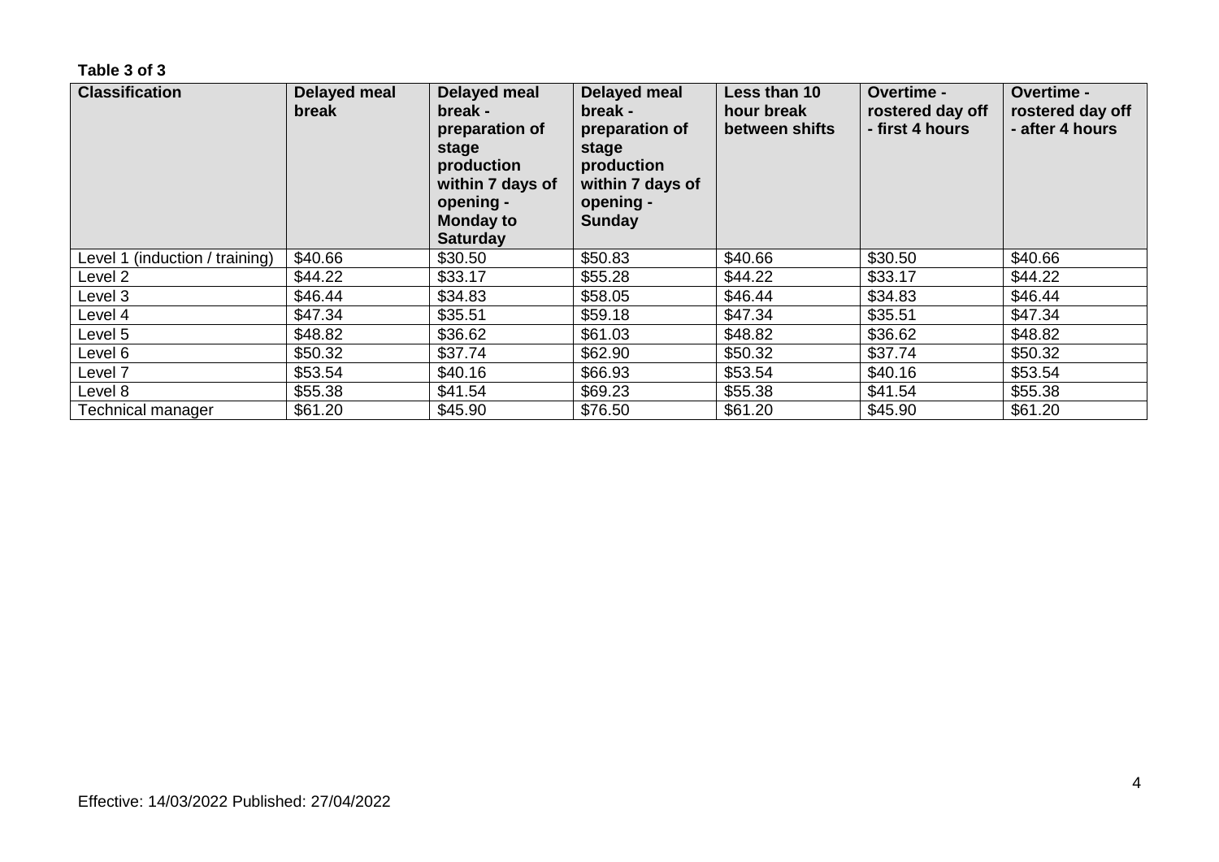**Table 3 of 3**

| Classification | Delayed meal break | Delayed meal break - preparation of stage production within 7 days of opening - Monday to Saturday | Delayed meal break - preparation of stage production within 7 days of opening - Sunday | Less than 10 hour break between shifts | Overtime - rostered day off - first 4 hours | Overtime - rostered day off - after 4 hours |
|---|---|---|---|---|---|---|
| Level 1 (induction / training) | $40.66 | $30.50 | $50.83 | $40.66 | $30.50 | $40.66 |
| Level 2 | $44.22 | $33.17 | $55.28 | $44.22 | $33.17 | $44.22 |
| Level 3 | $46.44 | $34.83 | $58.05 | $46.44 | $34.83 | $46.44 |
| Level 4 | $47.34 | $35.51 | $59.18 | $47.34 | $35.51 | $47.34 |
| Level 5 | $48.82 | $36.62 | $61.03 | $48.82 | $36.62 | $48.82 |
| Level 6 | $50.32 | $37.74 | $62.90 | $50.32 | $37.74 | $50.32 |
| Level 7 | $53.54 | $40.16 | $66.93 | $53.54 | $40.16 | $53.54 |
| Level 8 | $55.38 | $41.54 | $69.23 | $55.38 | $41.54 | $55.38 |
| Technical manager | $61.20 | $45.90 | $76.50 | $61.20 | $45.90 | $61.20 |

Effective: 14/03/2022 Published: 27/04/2022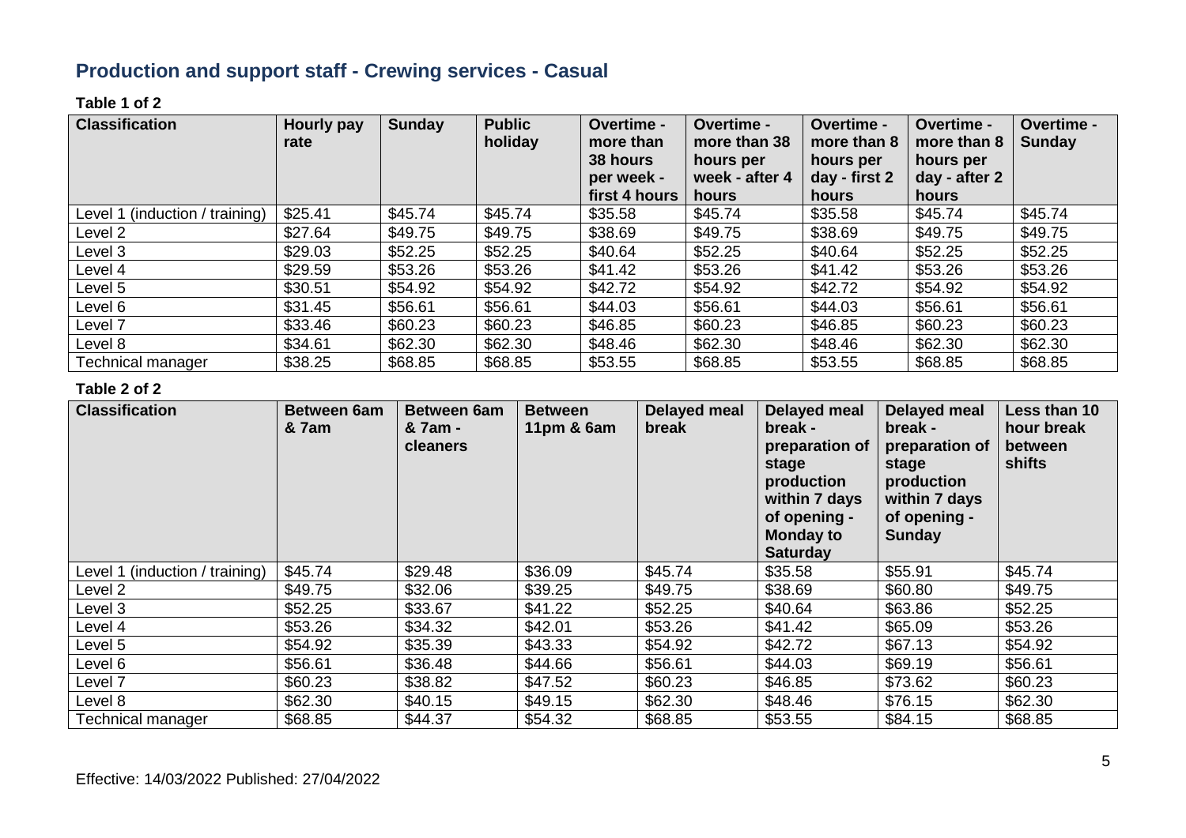## Production and support staff - Crewing services - Casual

**Table 1 of 2**

| Classification | Hourly pay rate | Sunday | Public holiday | Overtime - more than 38 hours per week - first 4 hours | Overtime - more than 38 hours per week - after 4 hours | Overtime - more than 8 hours per day - first 2 hours | Overtime - more than 8 hours per day - after 2 hours | Overtime - Sunday |
|---|---|---|---|---|---|---|---|---|
| Level 1 (induction / training) | $25.41 | $45.74 | $45.74 | $35.58 | $45.74 | $35.58 | $45.74 | $45.74 |
| Level 2 | $27.64 | $49.75 | $49.75 | $38.69 | $49.75 | $38.69 | $49.75 | $49.75 |
| Level 3 | $29.03 | $52.25 | $52.25 | $40.64 | $52.25 | $40.64 | $52.25 | $52.25 |
| Level 4 | $29.59 | $53.26 | $53.26 | $41.42 | $53.26 | $41.42 | $53.26 | $53.26 |
| Level 5 | $30.51 | $54.92 | $54.92 | $42.72 | $54.92 | $42.72 | $54.92 | $54.92 |
| Level 6 | $31.45 | $56.61 | $56.61 | $44.03 | $56.61 | $44.03 | $56.61 | $56.61 |
| Level 7 | $33.46 | $60.23 | $60.23 | $46.85 | $60.23 | $46.85 | $60.23 | $60.23 |
| Level 8 | $34.61 | $62.30 | $62.30 | $48.46 | $62.30 | $48.46 | $62.30 | $62.30 |
| Technical manager | $38.25 | $68.85 | $68.85 | $53.55 | $68.85 | $53.55 | $68.85 | $68.85 |

**Table 2 of 2**

| Classification | Between 6am & 7am | Between 6am & 7am - cleaners | Between 11pm & 6am | Delayed meal break | Delayed meal break - preparation of stage production within 7 days of opening - Monday to Saturday | Delayed meal break - preparation of stage production within 7 days of opening - Sunday | Less than 10 hour break between shifts |
|---|---|---|---|---|---|---|---|
| Level 1 (induction / training) | $45.74 | $29.48 | $36.09 | $45.74 | $35.58 | $55.91 | $45.74 |
| Level 2 | $49.75 | $32.06 | $39.25 | $49.75 | $38.69 | $60.80 | $49.75 |
| Level 3 | $52.25 | $33.67 | $41.22 | $52.25 | $40.64 | $63.86 | $52.25 |
| Level 4 | $53.26 | $34.32 | $42.01 | $53.26 | $41.42 | $65.09 | $53.26 |
| Level 5 | $54.92 | $35.39 | $43.33 | $54.92 | $42.72 | $67.13 | $54.92 |
| Level 6 | $56.61 | $36.48 | $44.66 | $56.61 | $44.03 | $69.19 | $56.61 |
| Level 7 | $60.23 | $38.82 | $47.52 | $60.23 | $46.85 | $73.62 | $60.23 |
| Level 8 | $62.30 | $40.15 | $49.15 | $62.30 | $48.46 | $76.15 | $62.30 |
| Technical manager | $68.85 | $44.37 | $54.32 | $68.85 | $53.55 | $84.15 | $68.85 |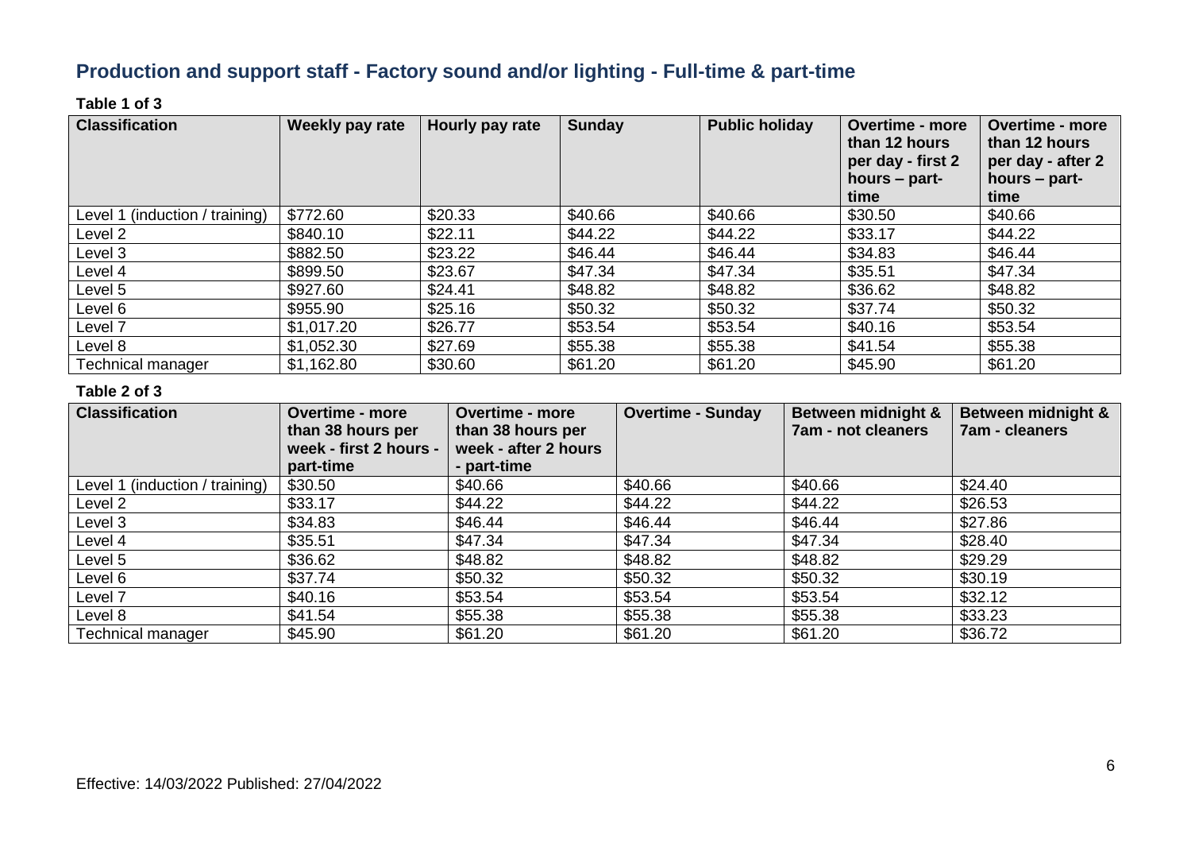## Production and support staff - Factory sound and/or lighting - Full-time & part-time

**Table 1 of 3**

| Classification | Weekly pay rate | Hourly pay rate | Sunday | Public holiday | Overtime - more than 12 hours per day - first 2 hours – part-time | Overtime - more than 12 hours per day - after 2 hours – part-time |
|---|---|---|---|---|---|---|
| Level 1 (induction / training) | $772.60 | $20.33 | $40.66 | $40.66 | $30.50 | $40.66 |
| Level 2 | $840.10 | $22.11 | $44.22 | $44.22 | $33.17 | $44.22 |
| Level 3 | $882.50 | $23.22 | $46.44 | $46.44 | $34.83 | $46.44 |
| Level 4 | $899.50 | $23.67 | $47.34 | $47.34 | $35.51 | $47.34 |
| Level 5 | $927.60 | $24.41 | $48.82 | $48.82 | $36.62 | $48.82 |
| Level 6 | $955.90 | $25.16 | $50.32 | $50.32 | $37.74 | $50.32 |
| Level 7 | $1,017.20 | $26.77 | $53.54 | $53.54 | $40.16 | $53.54 |
| Level 8 | $1,052.30 | $27.69 | $55.38 | $55.38 | $41.54 | $55.38 |
| Technical manager | $1,162.80 | $30.60 | $61.20 | $61.20 | $45.90 | $61.20 |

**Table 2 of 3**

| Classification | Overtime - more than 38 hours per week - first 2 hours - part-time | Overtime - more than 38 hours per week - after 2 hours - part-time | Overtime - Sunday | Between midnight & 7am - not cleaners | Between midnight & 7am - cleaners |
|---|---|---|---|---|---|
| Level 1 (induction / training) | $30.50 | $40.66 | $40.66 | $40.66 | $24.40 |
| Level 2 | $33.17 | $44.22 | $44.22 | $44.22 | $26.53 |
| Level 3 | $34.83 | $46.44 | $46.44 | $46.44 | $27.86 |
| Level 4 | $35.51 | $47.34 | $47.34 | $47.34 | $28.40 |
| Level 5 | $36.62 | $48.82 | $48.82 | $48.82 | $29.29 |
| Level 6 | $37.74 | $50.32 | $50.32 | $50.32 | $30.19 |
| Level 7 | $40.16 | $53.54 | $53.54 | $53.54 | $32.12 |
| Level 8 | $41.54 | $55.38 | $55.38 | $55.38 | $33.23 |
| Technical manager | $45.90 | $61.20 | $61.20 | $61.20 | $36.72 |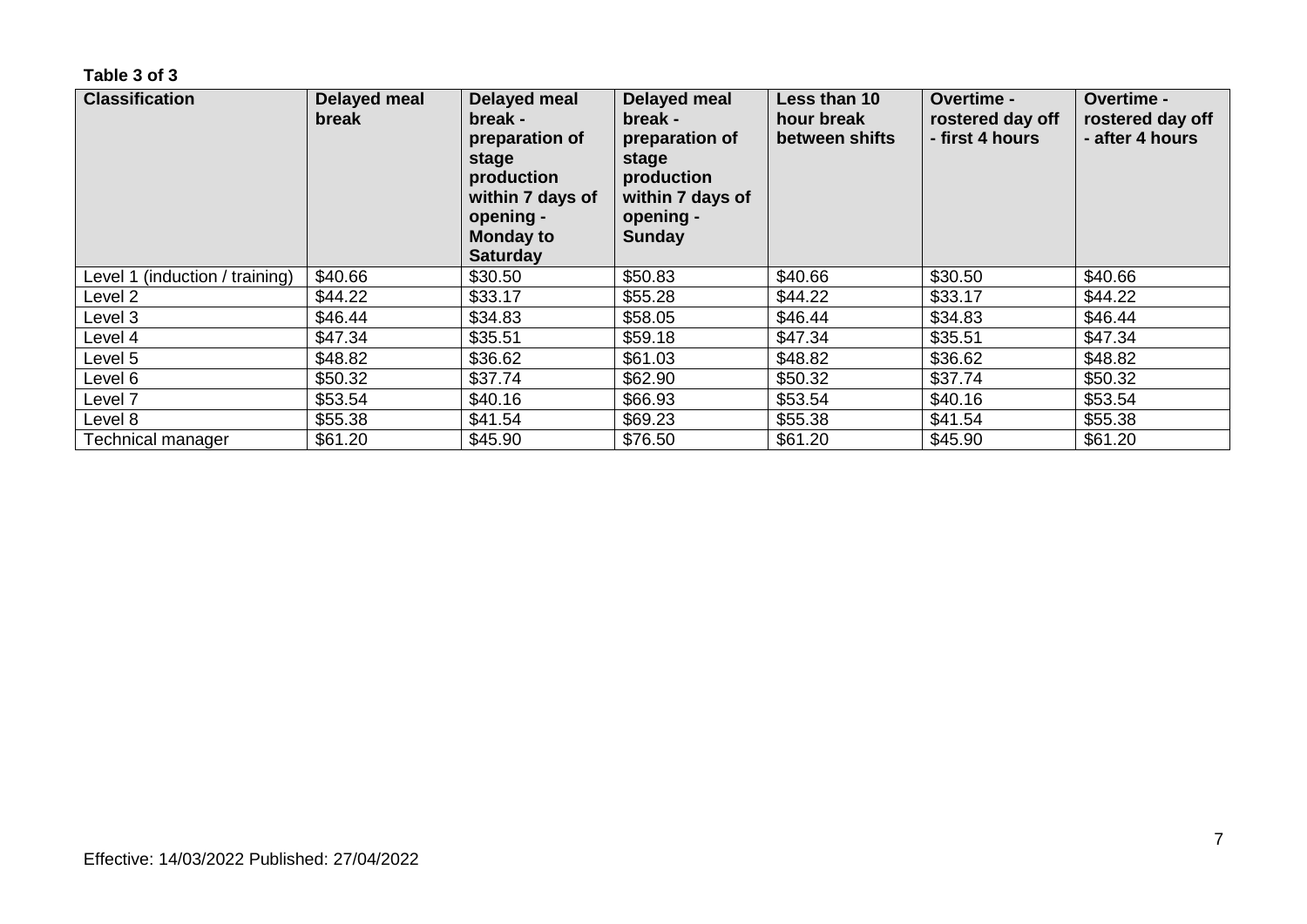**Table 3 of 3**

| Classification | Delayed meal break | Delayed meal break - preparation of stage production within 7 days of opening - Monday to Saturday | Delayed meal break - preparation of stage production within 7 days of opening - Sunday | Less than 10 hour break between shifts | Overtime - rostered day off - first 4 hours | Overtime - rostered day off - after 4 hours |
|---|---|---|---|---|---|---|
| Level 1 (induction / training) | $40.66 | $30.50 | $50.83 | $40.66 | $30.50 | $40.66 |
| Level 2 | $44.22 | $33.17 | $55.28 | $44.22 | $33.17 | $44.22 |
| Level 3 | $46.44 | $34.83 | $58.05 | $46.44 | $34.83 | $46.44 |
| Level 4 | $47.34 | $35.51 | $59.18 | $47.34 | $35.51 | $47.34 |
| Level 5 | $48.82 | $36.62 | $61.03 | $48.82 | $36.62 | $48.82 |
| Level 6 | $50.32 | $37.74 | $62.90 | $50.32 | $37.74 | $50.32 |
| Level 7 | $53.54 | $40.16 | $66.93 | $53.54 | $40.16 | $53.54 |
| Level 8 | $55.38 | $41.54 | $69.23 | $55.38 | $41.54 | $55.38 |
| Technical manager | $61.20 | $45.90 | $76.50 | $61.20 | $45.90 | $61.20 |

Effective: 14/03/2022 Published: 27/04/2022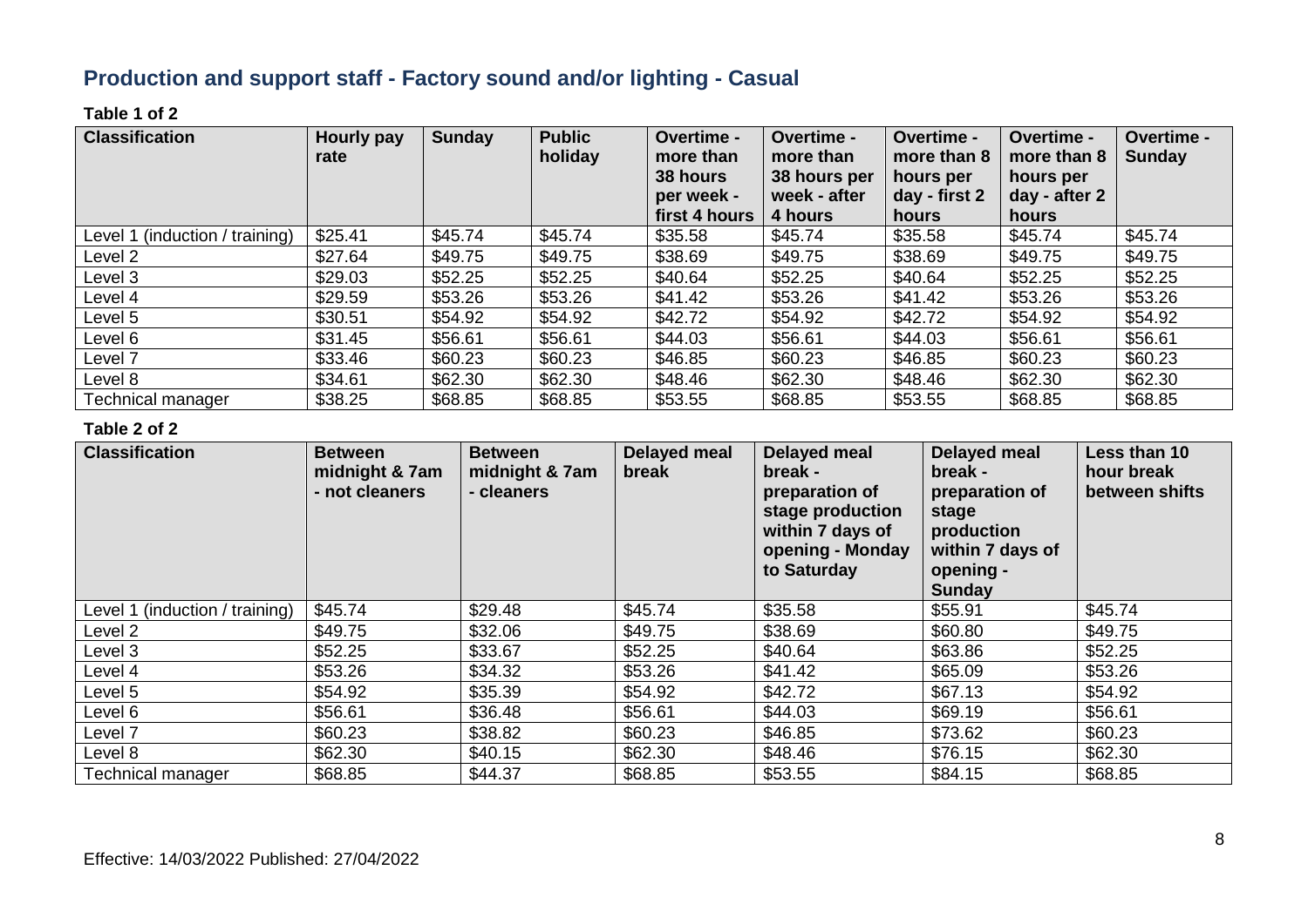## Production and support staff - Factory sound and/or lighting - Casual

**Table 1 of 2**

| Classification | Hourly pay rate | Sunday | Public holiday | Overtime - more than 38 hours per week - first 4 hours | Overtime - more than 38 hours per week - after 4 hours | Overtime - more than 8 hours per day - first 2 hours | Overtime - more than 8 hours per day - after 2 hours | Overtime - Sunday |
|---|---|---|---|---|---|---|---|---|
| Level 1 (induction / training) | $25.41 | $45.74 | $45.74 | $35.58 | $45.74 | $35.58 | $45.74 | $45.74 |
| Level 2 | $27.64 | $49.75 | $49.75 | $38.69 | $49.75 | $38.69 | $49.75 | $49.75 |
| Level 3 | $29.03 | $52.25 | $52.25 | $40.64 | $52.25 | $40.64 | $52.25 | $52.25 |
| Level 4 | $29.59 | $53.26 | $53.26 | $41.42 | $53.26 | $41.42 | $53.26 | $53.26 |
| Level 5 | $30.51 | $54.92 | $54.92 | $42.72 | $54.92 | $42.72 | $54.92 | $54.92 |
| Level 6 | $31.45 | $56.61 | $56.61 | $44.03 | $56.61 | $44.03 | $56.61 | $56.61 |
| Level 7 | $33.46 | $60.23 | $60.23 | $46.85 | $60.23 | $46.85 | $60.23 | $60.23 |
| Level 8 | $34.61 | $62.30 | $62.30 | $48.46 | $62.30 | $48.46 | $62.30 | $62.30 |
| Technical manager | $38.25 | $68.85 | $68.85 | $53.55 | $68.85 | $53.55 | $68.85 | $68.85 |

**Table 2 of 2**

| Classification | Between midnight & 7am - not cleaners | Between midnight & 7am - cleaners | Delayed meal break | Delayed meal break - preparation of stage production within 7 days of opening - Monday to Saturday | Delayed meal break - preparation of stage production within 7 days of opening - Sunday | Less than 10 hour break between shifts |
|---|---|---|---|---|---|---|
| Level 1 (induction / training) | $45.74 | $29.48 | $45.74 | $35.58 | $55.91 | $45.74 |
| Level 2 | $49.75 | $32.06 | $49.75 | $38.69 | $60.80 | $49.75 |
| Level 3 | $52.25 | $33.67 | $52.25 | $40.64 | $63.86 | $52.25 |
| Level 4 | $53.26 | $34.32 | $53.26 | $41.42 | $65.09 | $53.26 |
| Level 5 | $54.92 | $35.39 | $54.92 | $42.72 | $67.13 | $54.92 |
| Level 6 | $56.61 | $36.48 | $56.61 | $44.03 | $69.19 | $56.61 |
| Level 7 | $60.23 | $38.82 | $60.23 | $46.85 | $73.62 | $60.23 |
| Level 8 | $62.30 | $40.15 | $62.30 | $48.46 | $76.15 | $62.30 |
| Technical manager | $68.85 | $44.37 | $68.85 | $53.55 | $84.15 | $68.85 |

Effective: 14/03/2022 Published: 27/04/2022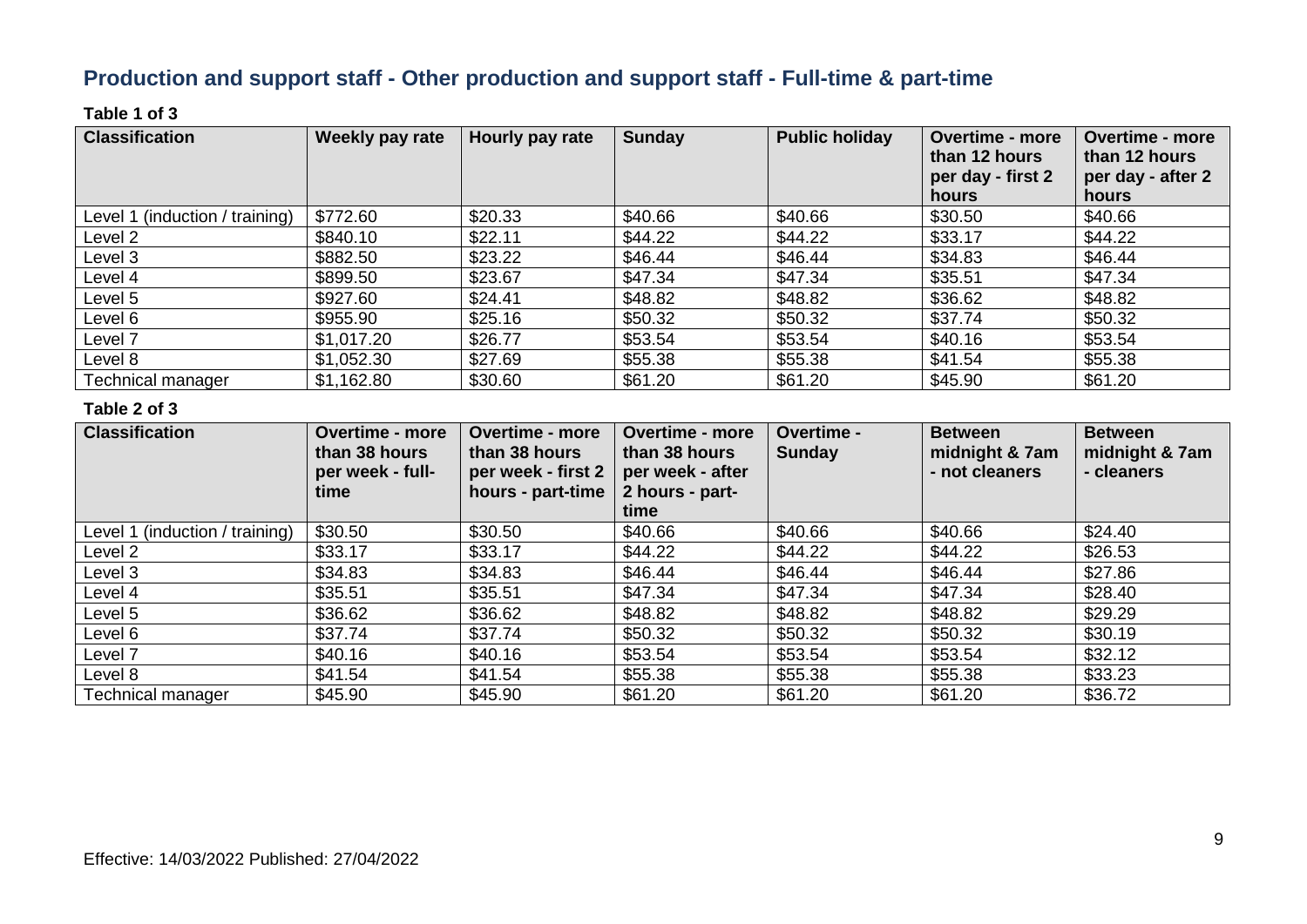## Production and support staff - Other production and support staff - Full-time & part-time

**Table 1 of 3**

| Classification | Weekly pay rate | Hourly pay rate | Sunday | Public holiday | Overtime - more than 12 hours per day - first 2 hours | Overtime - more than 12 hours per day - after 2 hours |
|---|---|---|---|---|---|---|
| Level 1 (induction / training) | $772.60 | $20.33 | $40.66 | $40.66 | $30.50 | $40.66 |
| Level 2 | $840.10 | $22.11 | $44.22 | $44.22 | $33.17 | $44.22 |
| Level 3 | $882.50 | $23.22 | $46.44 | $46.44 | $34.83 | $46.44 |
| Level 4 | $899.50 | $23.67 | $47.34 | $47.34 | $35.51 | $47.34 |
| Level 5 | $927.60 | $24.41 | $48.82 | $48.82 | $36.62 | $48.82 |
| Level 6 | $955.90 | $25.16 | $50.32 | $50.32 | $37.74 | $50.32 |
| Level 7 | $1,017.20 | $26.77 | $53.54 | $53.54 | $40.16 | $53.54 |
| Level 8 | $1,052.30 | $27.69 | $55.38 | $55.38 | $41.54 | $55.38 |
| Technical manager | $1,162.80 | $30.60 | $61.20 | $61.20 | $45.90 | $61.20 |

**Table 2 of 3**

| Classification | Overtime - more than 38 hours per week - full-time | Overtime - more than 38 hours per week - first 2 hours - part-time | Overtime - more than 38 hours per week - after 2 hours - part-time | Overtime - Sunday | Between midnight & 7am - not cleaners | Between midnight & 7am - cleaners |
|---|---|---|---|---|---|---|
| Level 1 (induction / training) | $30.50 | $30.50 | $40.66 | $40.66 | $40.66 | $24.40 |
| Level 2 | $33.17 | $33.17 | $44.22 | $44.22 | $44.22 | $26.53 |
| Level 3 | $34.83 | $34.83 | $46.44 | $46.44 | $46.44 | $27.86 |
| Level 4 | $35.51 | $35.51 | $47.34 | $47.34 | $47.34 | $28.40 |
| Level 5 | $36.62 | $36.62 | $48.82 | $48.82 | $48.82 | $29.29 |
| Level 6 | $37.74 | $37.74 | $50.32 | $50.32 | $50.32 | $30.19 |
| Level 7 | $40.16 | $40.16 | $53.54 | $53.54 | $53.54 | $32.12 |
| Level 8 | $41.54 | $41.54 | $55.38 | $55.38 | $55.38 | $33.23 |
| Technical manager | $45.90 | $45.90 | $61.20 | $61.20 | $61.20 | $36.72 |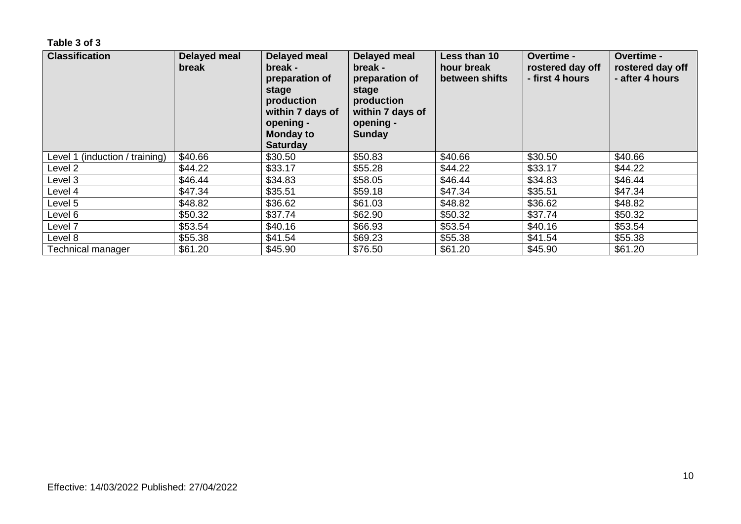**Table 3 of 3**

| Classification | Delayed meal break | Delayed meal break - preparation of stage production within 7 days of opening - Monday to Saturday | Delayed meal break - preparation of stage production within 7 days of opening - Sunday | Less than 10 hour break between shifts | Overtime - rostered day off - first 4 hours | Overtime - rostered day off - after 4 hours |
|---|---|---|---|---|---|---|
| Level 1 (induction / training) | $40.66 | $30.50 | $50.83 | $40.66 | $30.50 | $40.66 |
| Level 2 | $44.22 | $33.17 | $55.28 | $44.22 | $33.17 | $44.22 |
| Level 3 | $46.44 | $34.83 | $58.05 | $46.44 | $34.83 | $46.44 |
| Level 4 | $47.34 | $35.51 | $59.18 | $47.34 | $35.51 | $47.34 |
| Level 5 | $48.82 | $36.62 | $61.03 | $48.82 | $36.62 | $48.82 |
| Level 6 | $50.32 | $37.74 | $62.90 | $50.32 | $37.74 | $50.32 |
| Level 7 | $53.54 | $40.16 | $66.93 | $53.54 | $40.16 | $53.54 |
| Level 8 | $55.38 | $41.54 | $69.23 | $55.38 | $41.54 | $55.38 |
| Technical manager | $61.20 | $45.90 | $76.50 | $61.20 | $45.90 | $61.20 |

Effective: 14/03/2022 Published: 27/04/2022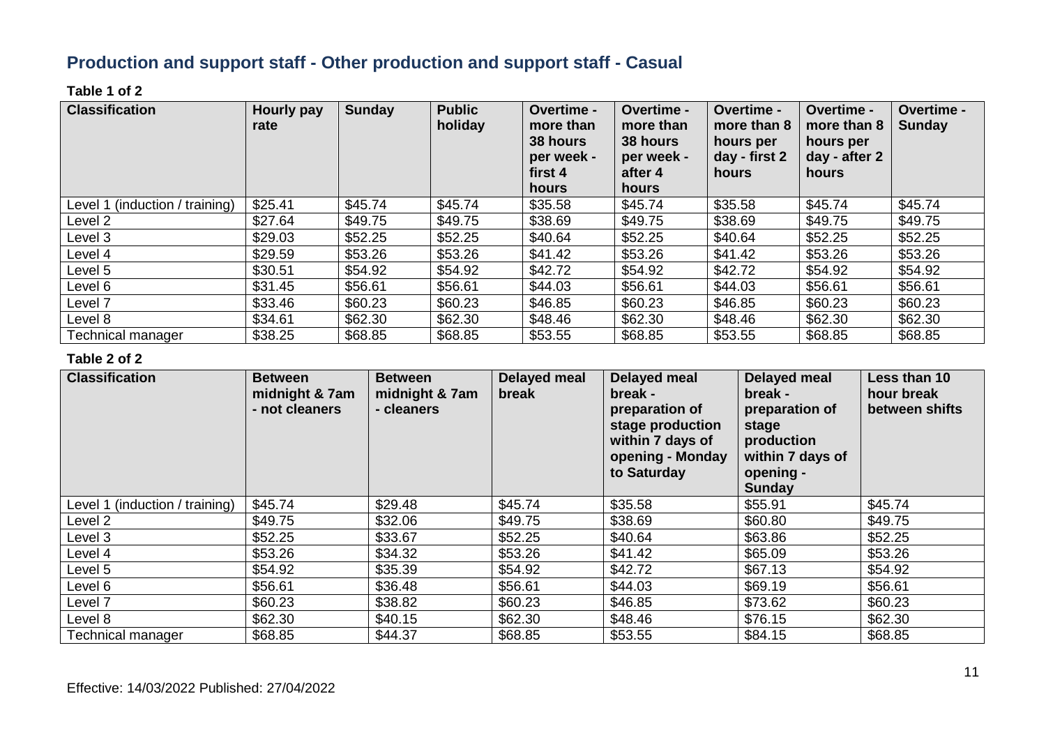## Production and support staff - Other production and support staff - Casual

**Table 1 of 2**

| Classification | Hourly pay rate | Sunday | Public holiday | Overtime - more than 38 hours per week - first 4 hours | Overtime - more than 38 hours per week - after 4 hours | Overtime - more than 8 hours per day - first 2 hours | Overtime - more than 8 hours per day - after 2 hours | Overtime - Sunday |
|---|---|---|---|---|---|---|---|---|
| Level 1 (induction / training) | $25.41 | $45.74 | $45.74 | $35.58 | $45.74 | $35.58 | $45.74 | $45.74 |
| Level 2 | $27.64 | $49.75 | $49.75 | $38.69 | $49.75 | $38.69 | $49.75 | $49.75 |
| Level 3 | $29.03 | $52.25 | $52.25 | $40.64 | $52.25 | $40.64 | $52.25 | $52.25 |
| Level 4 | $29.59 | $53.26 | $53.26 | $41.42 | $53.26 | $41.42 | $53.26 | $53.26 |
| Level 5 | $30.51 | $54.92 | $54.92 | $42.72 | $54.92 | $42.72 | $54.92 | $54.92 |
| Level 6 | $31.45 | $56.61 | $56.61 | $44.03 | $56.61 | $44.03 | $56.61 | $56.61 |
| Level 7 | $33.46 | $60.23 | $60.23 | $46.85 | $60.23 | $46.85 | $60.23 | $60.23 |
| Level 8 | $34.61 | $62.30 | $62.30 | $48.46 | $62.30 | $48.46 | $62.30 | $62.30 |
| Technical manager | $38.25 | $68.85 | $68.85 | $53.55 | $68.85 | $53.55 | $68.85 | $68.85 |

**Table 2 of 2**

| Classification | Between midnight & 7am - not cleaners | Between midnight & 7am - cleaners | Delayed meal break | Delayed meal break - preparation of stage production within 7 days of opening - Monday to Saturday | Delayed meal break - preparation of stage production within 7 days of opening - Sunday | Less than 10 hour break between shifts |
|---|---|---|---|---|---|---|
| Level 1 (induction / training) | $45.74 | $29.48 | $45.74 | $35.58 | $55.91 | $45.74 |
| Level 2 | $49.75 | $32.06 | $49.75 | $38.69 | $60.80 | $49.75 |
| Level 3 | $52.25 | $33.67 | $52.25 | $40.64 | $63.86 | $52.25 |
| Level 4 | $53.26 | $34.32 | $53.26 | $41.42 | $65.09 | $53.26 |
| Level 5 | $54.92 | $35.39 | $54.92 | $42.72 | $67.13 | $54.92 |
| Level 6 | $56.61 | $36.48 | $56.61 | $44.03 | $69.19 | $56.61 |
| Level 7 | $60.23 | $38.82 | $60.23 | $46.85 | $73.62 | $60.23 |
| Level 8 | $62.30 | $40.15 | $62.30 | $48.46 | $76.15 | $62.30 |
| Technical manager | $68.85 | $44.37 | $68.85 | $53.55 | $84.15 | $68.85 |

Effective: 14/03/2022 Published: 27/04/2022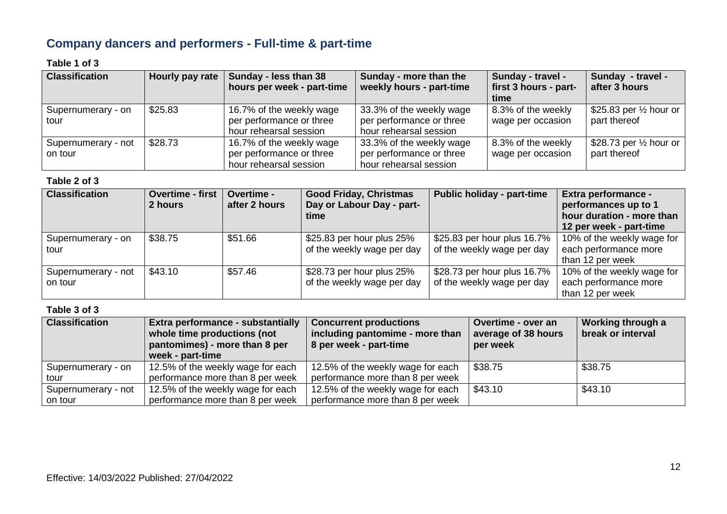## Company dancers and performers - Full-time & part-time

**Table 1 of 3**

| Classification | Hourly pay rate | Sunday - less than 38 hours per week - part-time | Sunday - more than the weekly hours - part-time | Sunday - travel - first 3 hours - part-time | Sunday - travel - after 3 hours |
|---|---|---|---|---|---|
| Supernumerary - on tour | $25.83 | 16.7% of the weekly wage per performance or three hour rehearsal session | 33.3% of the weekly wage per performance or three hour rehearsal session | 8.3% of the weekly wage per occasion | $25.83 per ½ hour or part thereof |
| Supernumerary - not on tour | $28.73 | 16.7% of the weekly wage per performance or three hour rehearsal session | 33.3% of the weekly wage per performance or three hour rehearsal session | 8.3% of the weekly wage per occasion | $28.73 per ½ hour or part thereof |

**Table 2 of 3**

| Classification | Overtime - first 2 hours | Overtime - after 2 hours | Good Friday, Christmas Day or Labour Day - part-time | Public holiday - part-time | Extra performance - performances up to 1 hour duration - more than 12 per week - part-time |
|---|---|---|---|---|---|
| Supernumerary - on tour | $38.75 | $51.66 | $25.83 per hour plus 25% of the weekly wage per day | $25.83 per hour plus 16.7% of the weekly wage per day | 10% of the weekly wage for each performance more than 12 per week |
| Supernumerary - not on tour | $43.10 | $57.46 | $28.73 per hour plus 25% of the weekly wage per day | $28.73 per hour plus 16.7% of the weekly wage per day | 10% of the weekly wage for each performance more than 12 per week |

**Table 3 of 3**

| Classification | Extra performance - substantially whole time productions (not pantomimes) - more than 8 per week - part-time | Concurrent productions including pantomime - more than 8 per week - part-time | Overtime - over an average of 38 hours per week | Working through a break or interval |
|---|---|---|---|---|
| Supernumerary - on tour | 12.5% of the weekly wage for each performance more than 8 per week | 12.5% of the weekly wage for each performance more than 8 per week | $38.75 | $38.75 |
| Supernumerary - not on tour | 12.5% of the weekly wage for each performance more than 8 per week | 12.5% of the weekly wage for each performance more than 8 per week | $43.10 | $43.10 |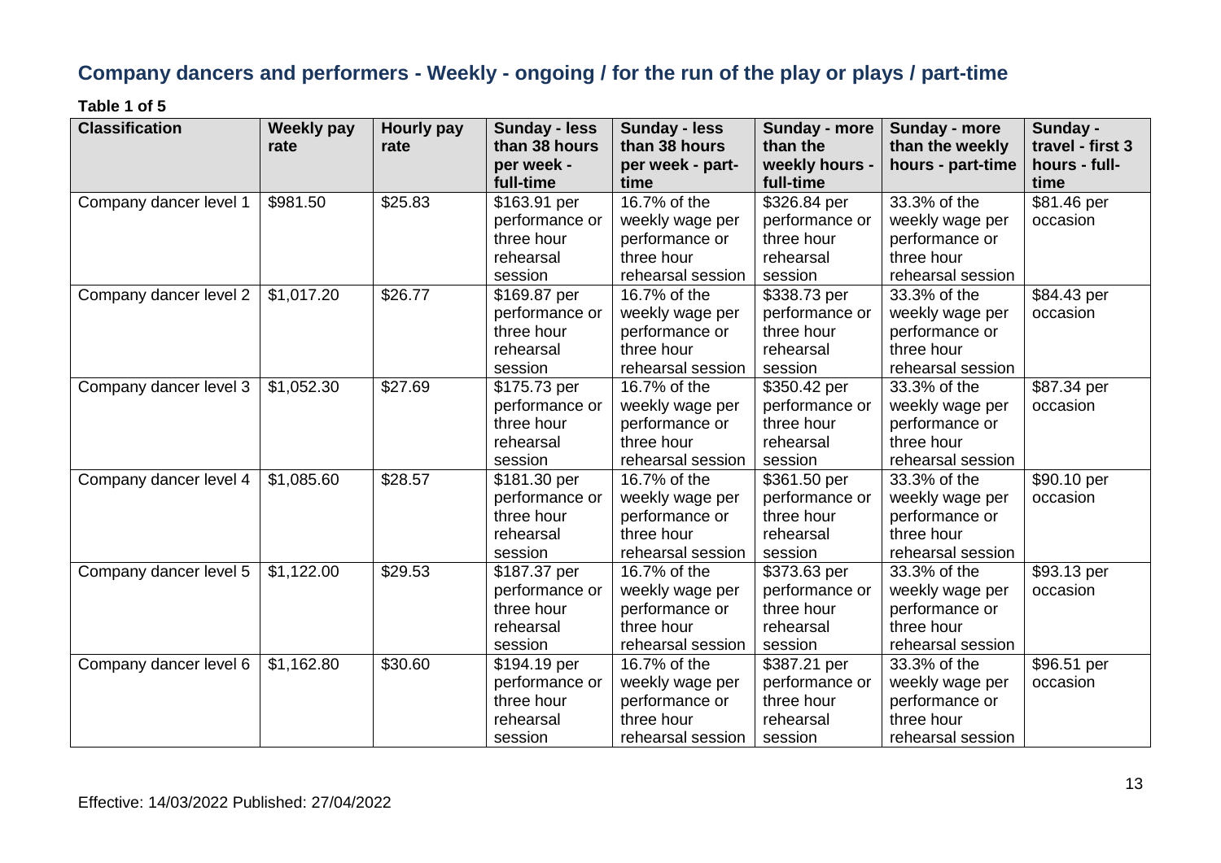## Company dancers and performers - Weekly - ongoing / for the run of the play or plays / part-time

**Table 1 of 5**

| Classification | Weekly pay rate | Hourly pay rate | Sunday - less than 38 hours per week - full-time | Sunday - less than 38 hours per week - part-time | Sunday - more than the weekly hours - full-time | Sunday - more than the weekly hours - part-time | Sunday - travel - first 3 hours - full-time |
|---|---|---|---|---|---|---|---|
| Company dancer level 1 | $981.50 | $25.83 | $163.91 per performance or three hour rehearsal session | 16.7% of the weekly wage per performance or three hour rehearsal session | $326.84 per performance or three hour rehearsal session | 33.3% of the weekly wage per performance or three hour rehearsal session | $81.46 per occasion |
| Company dancer level 2 | $1,017.20 | $26.77 | $169.87 per performance or three hour rehearsal session | 16.7% of the weekly wage per performance or three hour rehearsal session | $338.73 per performance or three hour rehearsal session | 33.3% of the weekly wage per performance or three hour rehearsal session | $84.43 per occasion |
| Company dancer level 3 | $1,052.30 | $27.69 | $175.73 per performance or three hour rehearsal session | 16.7% of the weekly wage per performance or three hour rehearsal session | $350.42 per performance or three hour rehearsal session | 33.3% of the weekly wage per performance or three hour rehearsal session | $87.34 per occasion |
| Company dancer level 4 | $1,085.60 | $28.57 | $181.30 per performance or three hour rehearsal session | 16.7% of the weekly wage per performance or three hour rehearsal session | $361.50 per performance or three hour rehearsal session | 33.3% of the weekly wage per performance or three hour rehearsal session | $90.10 per occasion |
| Company dancer level 5 | $1,122.00 | $29.53 | $187.37 per performance or three hour rehearsal session | 16.7% of the weekly wage per performance or three hour rehearsal session | $373.63 per performance or three hour rehearsal session | 33.3% of the weekly wage per performance or three hour rehearsal session | $93.13 per occasion |
| Company dancer level 6 | $1,162.80 | $30.60 | $194.19 per performance or three hour rehearsal session | 16.7% of the weekly wage per performance or three hour rehearsal session | $387.21 per performance or three hour rehearsal session | 33.3% of the weekly wage per performance or three hour rehearsal session | $96.51 per occasion |

Effective: 14/03/2022 Published: 27/04/2022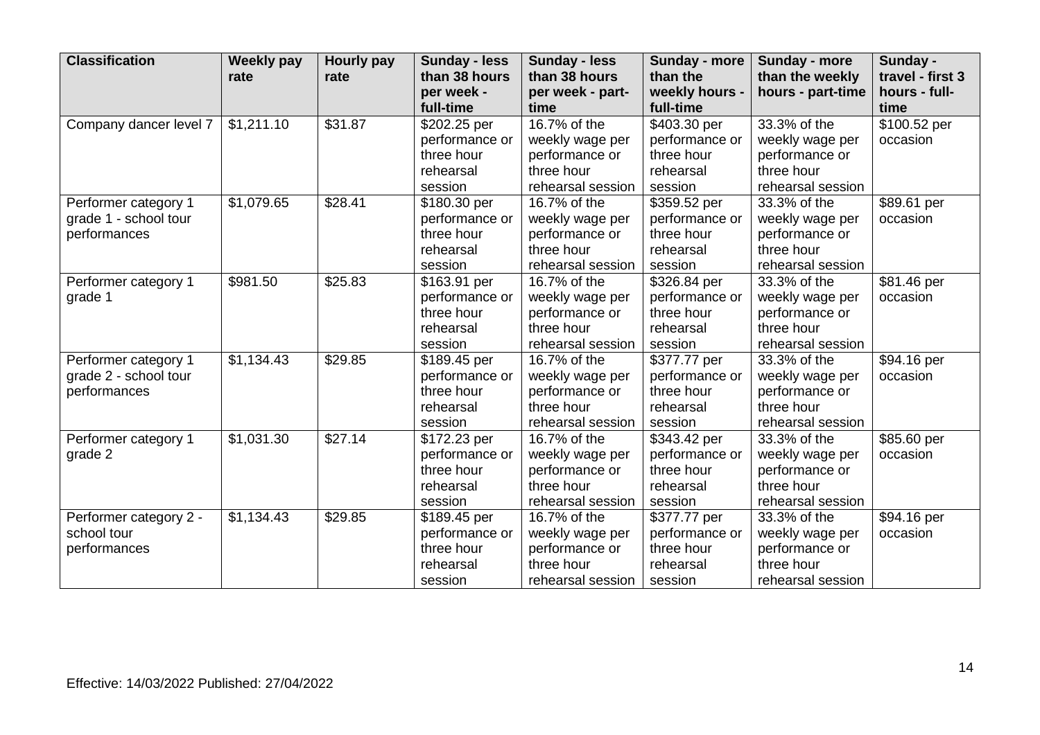| Classification | Weekly pay rate | Hourly pay rate | Sunday - less than 38 hours per week - full-time | Sunday - less than 38 hours per week - part-time | Sunday - more than the weekly hours - full-time | Sunday - more than the weekly hours - part-time | Sunday - travel - first 3 hours - full-time |
|---|---|---|---|---|---|---|---|
| Company dancer level 7 | $1,211.10 | $31.87 | $202.25 per performance or three hour rehearsal session | 16.7% of the weekly wage per performance or three hour rehearsal session | $403.30 per performance or three hour rehearsal session | 33.3% of the weekly wage per performance or three hour rehearsal session | $100.52 per occasion |
| Performer category 1 grade 1 - school tour performances | $1,079.65 | $28.41 | $180.30 per performance or three hour rehearsal session | 16.7% of the weekly wage per performance or three hour rehearsal session | $359.52 per performance or three hour rehearsal session | 33.3% of the weekly wage per performance or three hour rehearsal session | $89.61 per occasion |
| Performer category 1 grade 1 | $981.50 | $25.83 | $163.91 per performance or three hour rehearsal session | 16.7% of the weekly wage per performance or three hour rehearsal session | $326.84 per performance or three hour rehearsal session | 33.3% of the weekly wage per performance or three hour rehearsal session | $81.46 per occasion |
| Performer category 1 grade 2 - school tour performances | $1,134.43 | $29.85 | $189.45 per performance or three hour rehearsal session | 16.7% of the weekly wage per performance or three hour rehearsal session | $377.77 per performance or three hour rehearsal session | 33.3% of the weekly wage per performance or three hour rehearsal session | $94.16 per occasion |
| Performer category 1 grade 2 | $1,031.30 | $27.14 | $172.23 per performance or three hour rehearsal session | 16.7% of the weekly wage per performance or three hour rehearsal session | $343.42 per performance or three hour rehearsal session | 33.3% of the weekly wage per performance or three hour rehearsal session | $85.60 per occasion |
| Performer category 2 - school tour performances | $1,134.43 | $29.85 | $189.45 per performance or three hour rehearsal session | 16.7% of the weekly wage per performance or three hour rehearsal session | $377.77 per performance or three hour rehearsal session | 33.3% of the weekly wage per performance or three hour rehearsal session | $94.16 per occasion |

Effective: 14/03/2022 Published: 27/04/2022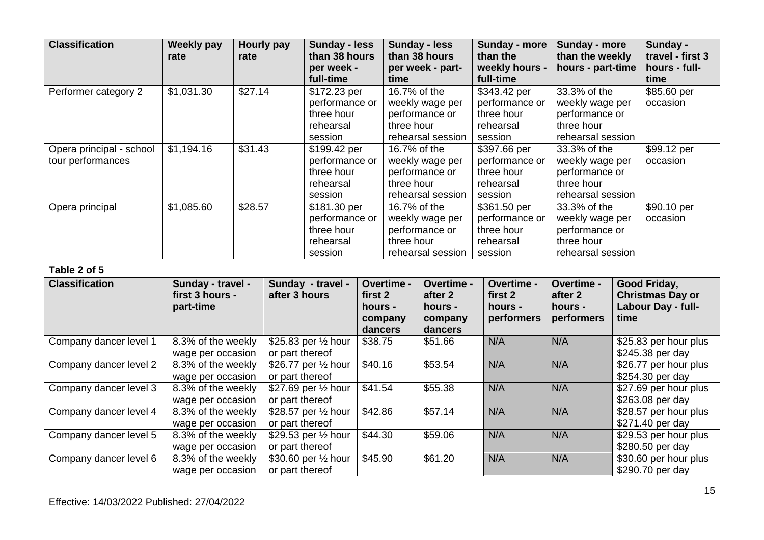| Classification | Weekly pay rate | Hourly pay rate | Sunday - less than 38 hours per week - full-time | Sunday - less than 38 hours per week - part-time | Sunday - more than the weekly hours - full-time | Sunday - more than the weekly hours - part-time | Sunday - travel - first 3 hours - full-time |
|---|---|---|---|---|---|---|---|
| Performer category 2 | $1,031.30 | $27.14 | $172.23 per performance or three hour rehearsal session | 16.7% of the weekly wage per performance or three hour rehearsal session | $343.42 per performance or three hour rehearsal session | 33.3% of the weekly wage per performance or three hour rehearsal session | $85.60 per occasion |
| Opera principal - school tour performances | $1,194.16 | $31.43 | $199.42 per performance or three hour rehearsal session | 16.7% of the weekly wage per performance or three hour rehearsal session | $397.66 per performance or three hour rehearsal session | 33.3% of the weekly wage per performance or three hour rehearsal session | $99.12 per occasion |
| Opera principal | $1,085.60 | $28.57 | $181.30 per performance or three hour rehearsal session | 16.7% of the weekly wage per performance or three hour rehearsal session | $361.50 per performance or three hour rehearsal session | 33.3% of the weekly wage per performance or three hour rehearsal session | $90.10 per occasion |

**Table 2 of 5**

| Classification | Sunday - travel - first 3 hours - part-time | Sunday - travel - after 3 hours | Overtime - first 2 hours - company dancers | Overtime - after 2 hours - company dancers | Overtime - first 2 hours - performers | Overtime - after 2 hours - performers | Good Friday, Christmas Day or Labour Day - full-time |
|---|---|---|---|---|---|---|---|
| Company dancer level 1 | 8.3% of the weekly wage per occasion | $25.83 per ½ hour or part thereof | $38.75 | $51.66 | N/A | N/A | $25.83 per hour plus $245.38 per day |
| Company dancer level 2 | 8.3% of the weekly wage per occasion | $26.77 per ½ hour or part thereof | $40.16 | $53.54 | N/A | N/A | $26.77 per hour plus $254.30 per day |
| Company dancer level 3 | 8.3% of the weekly wage per occasion | $27.69 per ½ hour or part thereof | $41.54 | $55.38 | N/A | N/A | $27.69 per hour plus $263.08 per day |
| Company dancer level 4 | 8.3% of the weekly wage per occasion | $28.57 per ½ hour or part thereof | $42.86 | $57.14 | N/A | N/A | $28.57 per hour plus $271.40 per day |
| Company dancer level 5 | 8.3% of the weekly wage per occasion | $29.53 per ½ hour or part thereof | $44.30 | $59.06 | N/A | N/A | $29.53 per hour plus $280.50 per day |
| Company dancer level 6 | 8.3% of the weekly wage per occasion | $30.60 per ½ hour or part thereof | $45.90 | $61.20 | N/A | N/A | $30.60 per hour plus $290.70 per day |

Effective: 14/03/2022 Published: 27/04/2022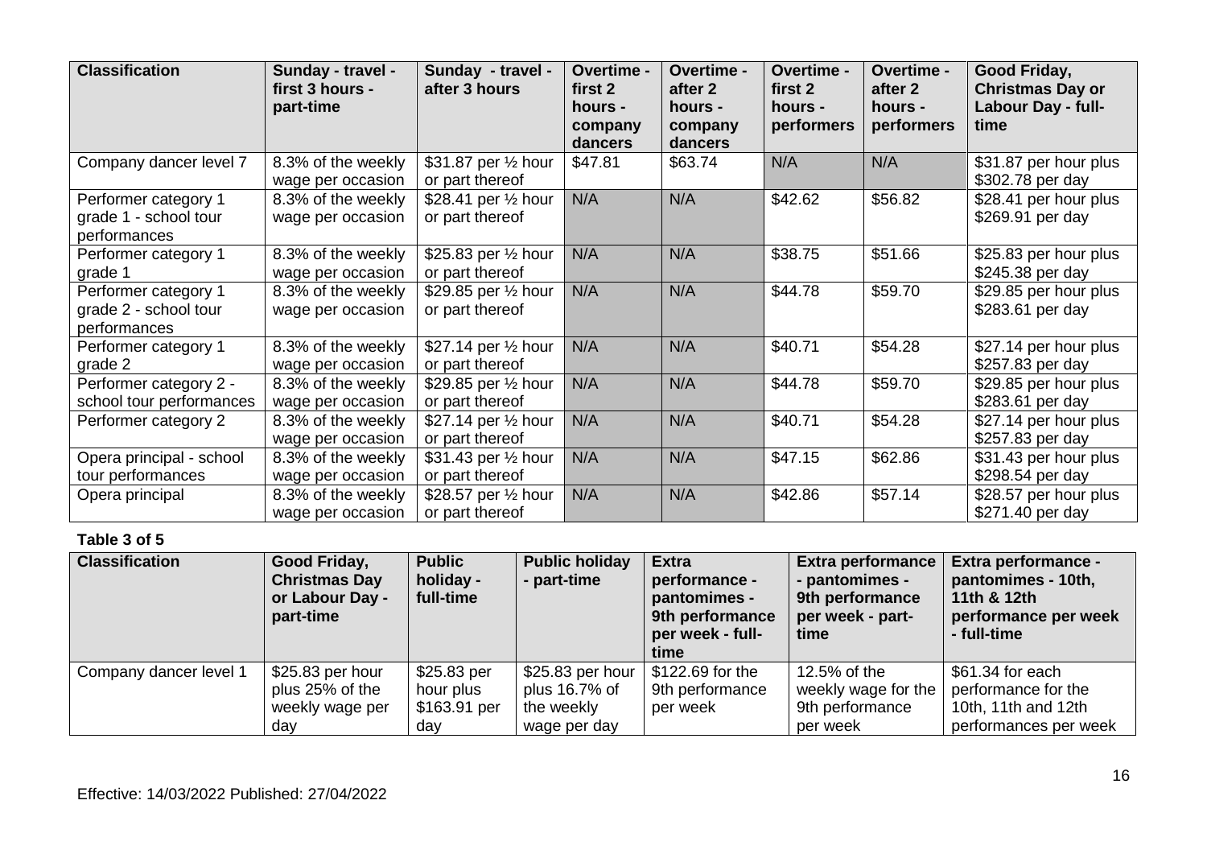| Classification | Sunday - travel - first 3 hours - part-time | Sunday - travel - after 3 hours | Overtime - first 2 hours - company dancers | Overtime - after 2 hours - company dancers | Overtime - first 2 hours - performers | Overtime - after 2 hours - performers | Good Friday, Christmas Day or Labour Day - full-time |
|---|---|---|---|---|---|---|---|
| Company dancer level 7 | 8.3% of the weekly wage per occasion | $31.87 per ½ hour or part thereof | $47.81 | $63.74 | N/A | N/A | $31.87 per hour plus $302.78 per day |
| Performer category 1 grade 1 - school tour performances | 8.3% of the weekly wage per occasion | $28.41 per ½ hour or part thereof | N/A | N/A | $42.62 | $56.82 | $28.41 per hour plus $269.91 per day |
| Performer category 1 grade 1 | 8.3% of the weekly wage per occasion | $25.83 per ½ hour or part thereof | N/A | N/A | $38.75 | $51.66 | $25.83 per hour plus $245.38 per day |
| Performer category 1 grade 2 - school tour performances | 8.3% of the weekly wage per occasion | $29.85 per ½ hour or part thereof | N/A | N/A | $44.78 | $59.70 | $29.85 per hour plus $283.61 per day |
| Performer category 1 grade 2 | 8.3% of the weekly wage per occasion | $27.14 per ½ hour or part thereof | N/A | N/A | $40.71 | $54.28 | $27.14 per hour plus $257.83 per day |
| Performer category 2 - school tour performances | 8.3% of the weekly wage per occasion | $29.85 per ½ hour or part thereof | N/A | N/A | $44.78 | $59.70 | $29.85 per hour plus $283.61 per day |
| Performer category 2 | 8.3% of the weekly wage per occasion | $27.14 per ½ hour or part thereof | N/A | N/A | $40.71 | $54.28 | $27.14 per hour plus $257.83 per day |
| Opera principal - school tour performances | 8.3% of the weekly wage per occasion | $31.43 per ½ hour or part thereof | N/A | N/A | $47.15 | $62.86 | $31.43 per hour plus $298.54 per day |
| Opera principal | 8.3% of the weekly wage per occasion | $28.57 per ½ hour or part thereof | N/A | N/A | $42.86 | $57.14 | $28.57 per hour plus $271.40 per day |

**Table 3 of 5**

| Classification | Good Friday, Christmas Day or Labour Day - part-time | Public holiday - full-time | Public holiday - part-time | Extra performance - pantomimes - 9th performance per week - full-time | Extra performance - pantomimes - 9th performance per week - part-time | Extra performance - pantomimes - 10th, 11th & 12th performance per week - full-time |
|---|---|---|---|---|---|---|
| Company dancer level 1 | $25.83 per hour plus 25% of the weekly wage per day | $25.83 per hour plus $163.91 per day | $25.83 per hour plus 16.7% of the weekly wage per day | $122.69 for the 9th performance per week | 12.5% of the weekly wage for the 9th performance per week | $61.34 for each performance for the 10th, 11th and 12th performances per week |

Effective: 14/03/2022 Published: 27/04/2022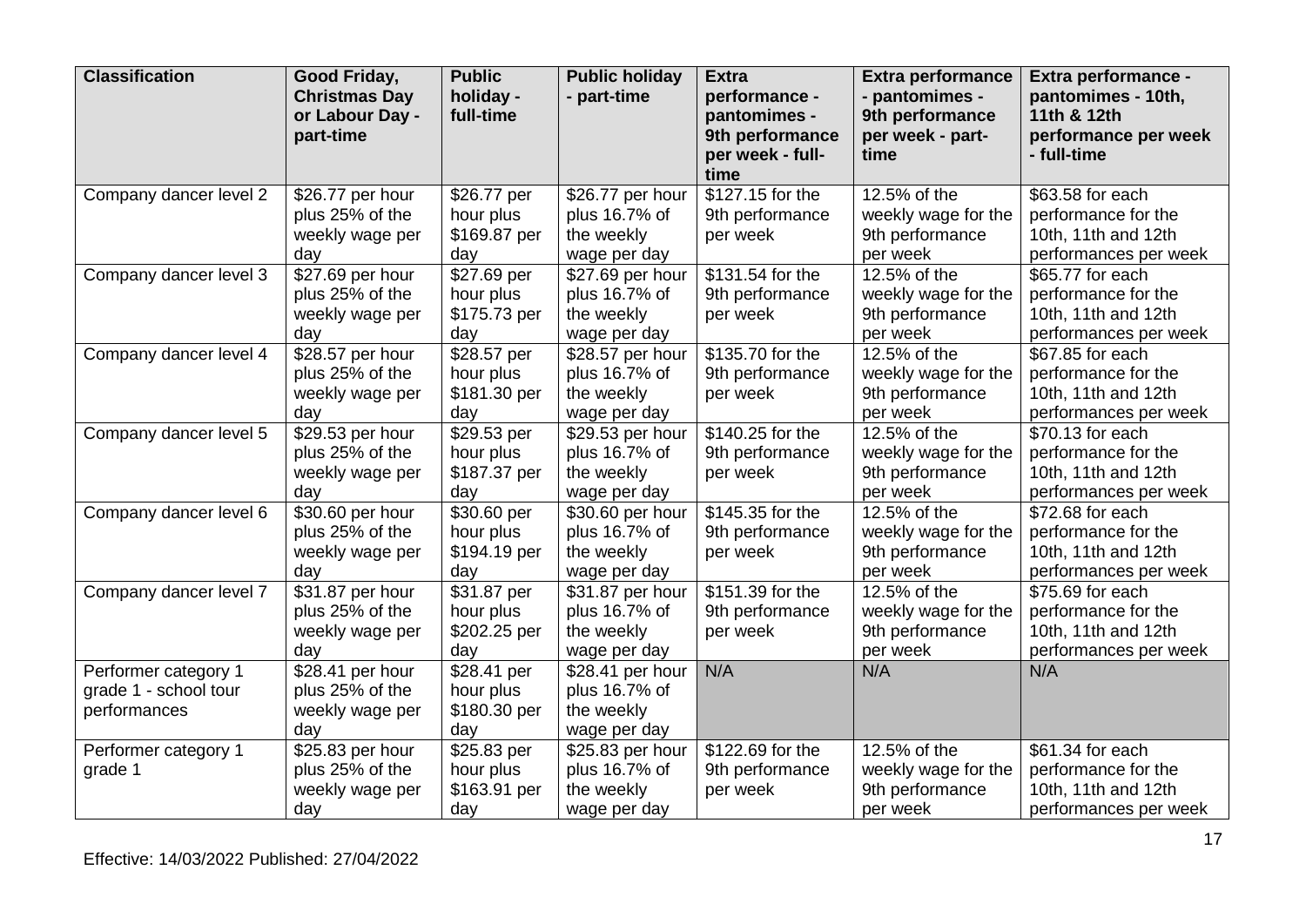| Classification | Good Friday, Christmas Day or Labour Day - part-time | Public holiday - full-time | Public holiday - part-time | Extra performance - pantomimes - 9th performance per week - full-time | Extra performance - pantomimes - 9th performance per week - part-time | Extra performance - pantomimes - 10th, 11th & 12th performance per week - full-time |
|---|---|---|---|---|---|---|
| Company dancer level 2 | $26.77 per hour plus 25% of the weekly wage per day | $26.77 per hour plus $169.87 per day | $26.77 per hour plus 16.7% of the weekly wage per day | $127.15 for the 9th performance per week | 12.5% of the weekly wage for the 9th performance per week | $63.58 for each performance for the 10th, 11th and 12th performances per week |
| Company dancer level 3 | $27.69 per hour plus 25% of the weekly wage per day | $27.69 per hour plus $175.73 per day | $27.69 per hour plus 16.7% of the weekly wage per day | $131.54 for the 9th performance per week | 12.5% of the weekly wage for the 9th performance per week | $65.77 for each performance for the 10th, 11th and 12th performances per week |
| Company dancer level 4 | $28.57 per hour plus 25% of the weekly wage per day | $28.57 per hour plus $181.30 per day | $28.57 per hour plus 16.7% of the weekly wage per day | $135.70 for the 9th performance per week | 12.5% of the weekly wage for the 9th performance per week | $67.85 for each performance for the 10th, 11th and 12th performances per week |
| Company dancer level 5 | $29.53 per hour plus 25% of the weekly wage per day | $29.53 per hour plus $187.37 per day | $29.53 per hour plus 16.7% of the weekly wage per day | $140.25 for the 9th performance per week | 12.5% of the weekly wage for the 9th performance per week | $70.13 for each performance for the 10th, 11th and 12th performances per week |
| Company dancer level 6 | $30.60 per hour plus 25% of the weekly wage per day | $30.60 per hour plus $194.19 per day | $30.60 per hour plus 16.7% of the weekly wage per day | $145.35 for the 9th performance per week | 12.5% of the weekly wage for the 9th performance per week | $72.68 for each performance for the 10th, 11th and 12th performances per week |
| Company dancer level 7 | $31.87 per hour plus 25% of the weekly wage per day | $31.87 per hour plus $202.25 per day | $31.87 per hour plus 16.7% of the weekly wage per day | $151.39 for the 9th performance per week | 12.5% of the weekly wage for the 9th performance per week | $75.69 for each performance for the 10th, 11th and 12th performances per week |
| Performer category 1 grade 1 - school tour performances | $28.41 per hour plus 25% of the weekly wage per day | $28.41 per hour plus $180.30 per day | $28.41 per hour plus 16.7% of the weekly wage per day | N/A | N/A | N/A |
| Performer category 1 grade 1 | $25.83 per hour plus 25% of the weekly wage per day | $25.83 per hour plus $163.91 per day | $25.83 per hour plus 16.7% of the weekly wage per day | $122.69 for the 9th performance per week | 12.5% of the weekly wage for the 9th performance per week | $61.34 for each performance for the 10th, 11th and 12th performances per week |

Effective: 14/03/2022 Published: 27/04/2022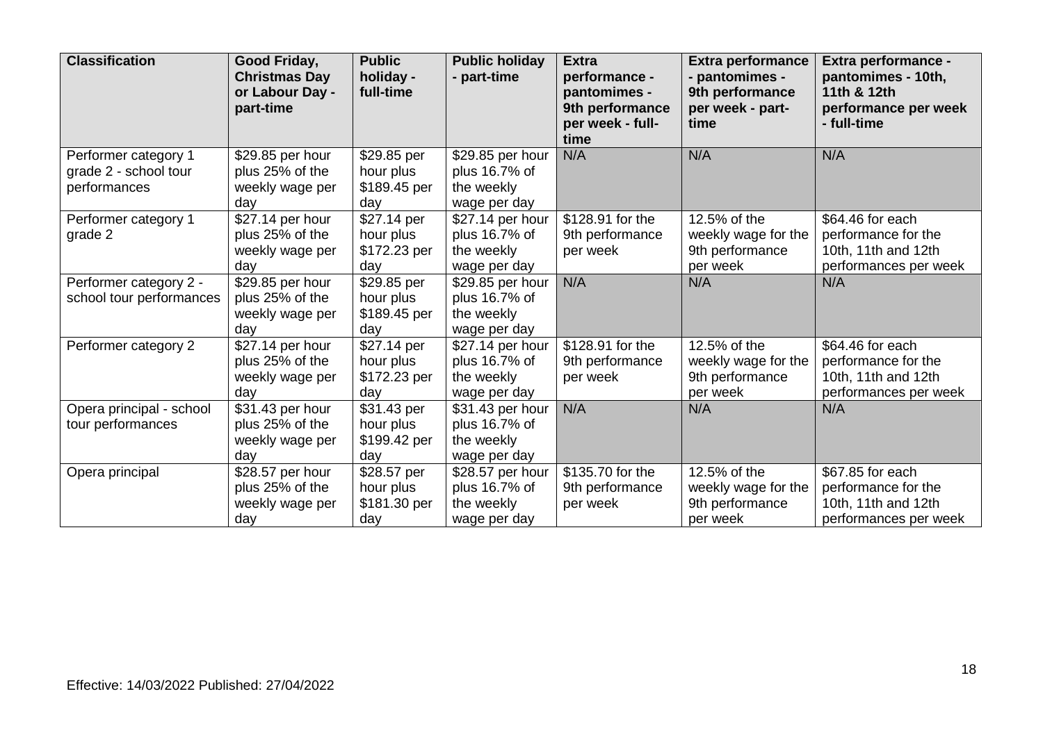| Classification | Good Friday, Christmas Day or Labour Day - part-time | Public holiday - full-time | Public holiday - part-time | Extra performance - pantomimes - 9th performance per week - full-time | Extra performance - pantomimes - 9th performance per week - part-time | Extra performance - pantomimes - 10th, 11th & 12th performance per week - full-time |
|---|---|---|---|---|---|---|
| Performer category 1 grade 2 - school tour performances | $29.85 per hour plus 25% of the weekly wage per day | $29.85 per hour plus $189.45 per day | $29.85 per hour plus 16.7% of the weekly wage per day | N/A | N/A | N/A |
| Performer category 1 grade 2 | $27.14 per hour plus 25% of the weekly wage per day | $27.14 per hour plus $172.23 per day | $27.14 per hour plus 16.7% of the weekly wage per day | $128.91 for the 9th performance per week | 12.5% of the weekly wage for the 9th performance per week | $64.46 for each performance for the 10th, 11th and 12th performances per week |
| Performer category 2 - school tour performances | $29.85 per hour plus 25% of the weekly wage per day | $29.85 per hour plus $189.45 per day | $29.85 per hour plus 16.7% of the weekly wage per day | N/A | N/A | N/A |
| Performer category 2 | $27.14 per hour plus 25% of the weekly wage per day | $27.14 per hour plus $172.23 per day | $27.14 per hour plus 16.7% of the weekly wage per day | $128.91 for the 9th performance per week | 12.5% of the weekly wage for the 9th performance per week | $64.46 for each performance for the 10th, 11th and 12th performances per week |
| Opera principal - school tour performances | $31.43 per hour plus 25% of the weekly wage per day | $31.43 per hour plus $199.42 per day | $31.43 per hour plus 16.7% of the weekly wage per day | N/A | N/A | N/A |
| Opera principal | $28.57 per hour plus 25% of the weekly wage per day | $28.57 per hour plus $181.30 per day | $28.57 per hour plus 16.7% of the weekly wage per day | $135.70 for the 9th performance per week | 12.5% of the weekly wage for the 9th performance per week | $67.85 for each performance for the 10th, 11th and 12th performances per week |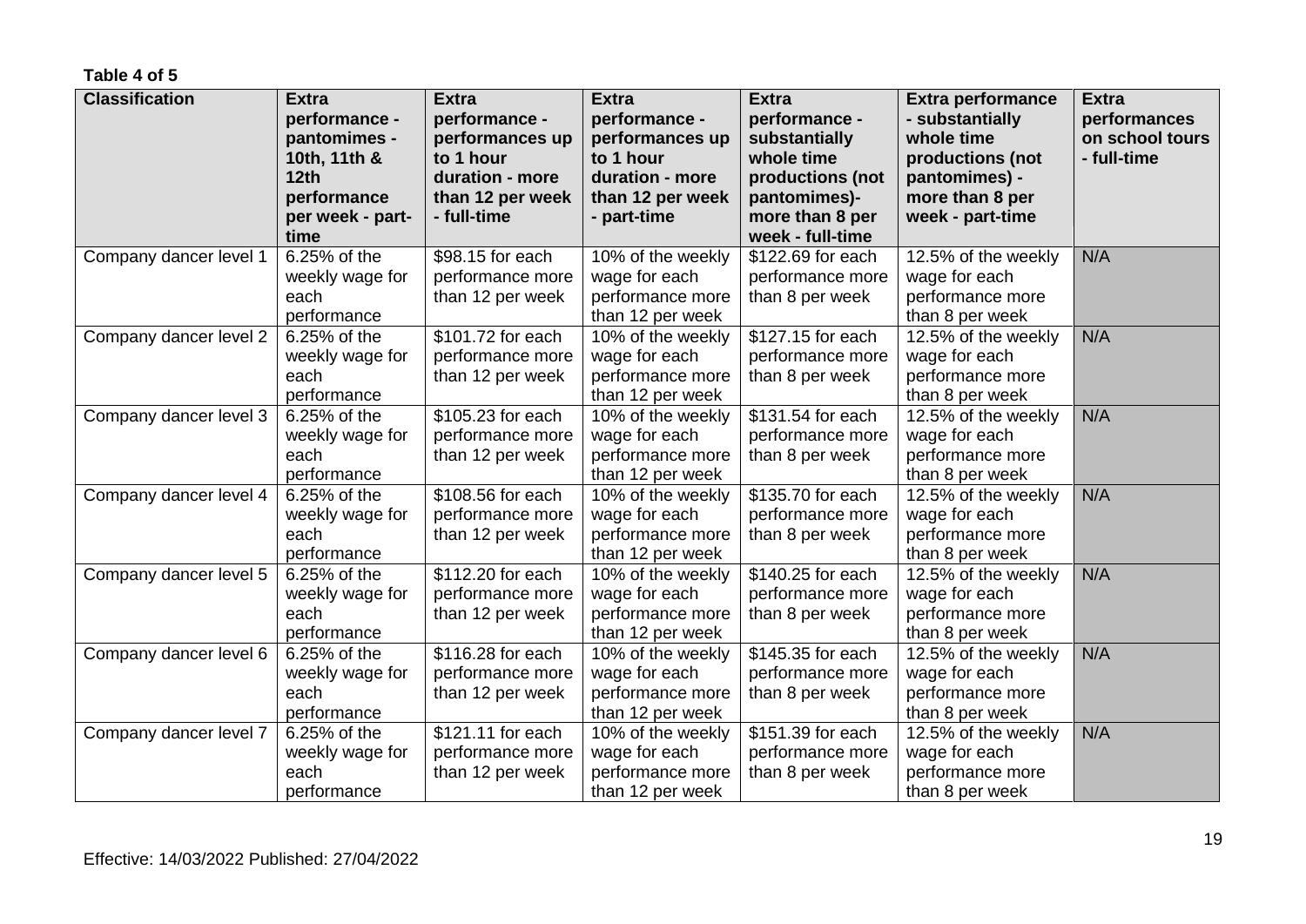**Table 4 of 5**

| Classification | Extra performance - pantomimes - 10th, 11th & 12th performance per week - part-time | Extra performance - performances up to 1 hour duration - more than 12 per week - full-time | Extra performance - performances up to 1 hour duration - more than 12 per week - part-time | Extra performance - substantially whole time productions (not pantomimes)- more than 8 per week - full-time | Extra performance - substantially whole time productions (not pantomimes) - more than 8 per week - part-time | Extra performances on school tours - full-time |
|---|---|---|---|---|---|---|
| Company dancer level 1 | 6.25% of the weekly wage for each performance | $98.15 for each performance more than 12 per week | 10% of the weekly wage for each performance more than 12 per week | $122.69 for each performance more than 8 per week | 12.5% of the weekly wage for each performance more than 8 per week | N/A |
| Company dancer level 2 | 6.25% of the weekly wage for each performance | $101.72 for each performance more than 12 per week | 10% of the weekly wage for each performance more than 12 per week | $127.15 for each performance more than 8 per week | 12.5% of the weekly wage for each performance more than 8 per week | N/A |
| Company dancer level 3 | 6.25% of the weekly wage for each performance | $105.23 for each performance more than 12 per week | 10% of the weekly wage for each performance more than 12 per week | $131.54 for each performance more than 8 per week | 12.5% of the weekly wage for each performance more than 8 per week | N/A |
| Company dancer level 4 | 6.25% of the weekly wage for each performance | $108.56 for each performance more than 12 per week | 10% of the weekly wage for each performance more than 12 per week | $135.70 for each performance more than 8 per week | 12.5% of the weekly wage for each performance more than 8 per week | N/A |
| Company dancer level 5 | 6.25% of the weekly wage for each performance | $112.20 for each performance more than 12 per week | 10% of the weekly wage for each performance more than 12 per week | $140.25 for each performance more than 8 per week | 12.5% of the weekly wage for each performance more than 8 per week | N/A |
| Company dancer level 6 | 6.25% of the weekly wage for each performance | $116.28 for each performance more than 12 per week | 10% of the weekly wage for each performance more than 12 per week | $145.35 for each performance more than 8 per week | 12.5% of the weekly wage for each performance more than 8 per week | N/A |
| Company dancer level 7 | 6.25% of the weekly wage for each performance | $121.11 for each performance more than 12 per week | 10% of the weekly wage for each performance more than 12 per week | $151.39 for each performance more than 8 per week | 12.5% of the weekly wage for each performance more than 8 per week | N/A |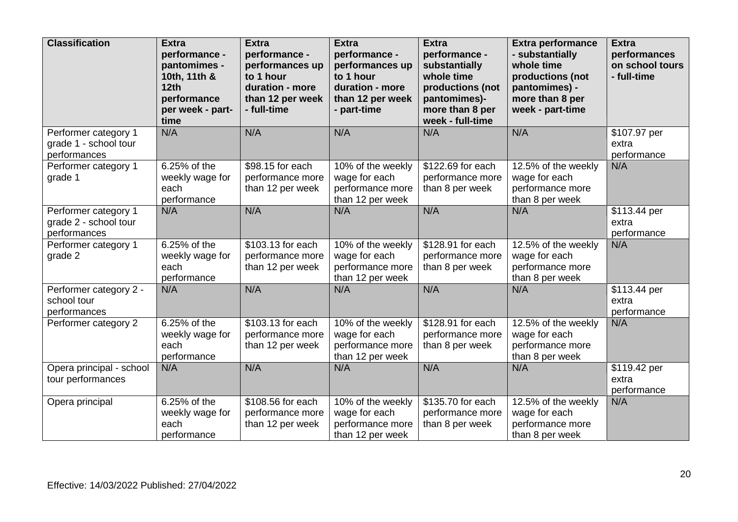| Classification | Extra performance - pantomimes - 10th, 11th & 12th performance per week - part-time | Extra performance - performances up to 1 hour duration - more than 12 per week - full-time | Extra performance - performances up to 1 hour duration - more than 12 per week - part-time | Extra performance - substantially whole time productions (not pantomimes)- more than 8 per week - full-time | Extra performance - substantially whole time productions (not pantomimes) - more than 8 per week - part-time | Extra performances on school tours - full-time |
|---|---|---|---|---|---|---|
| Performer category 1 grade 1 - school tour performances | N/A | N/A | N/A | N/A | N/A | $107.97 per extra performance |
| Performer category 1 grade 1 | 6.25% of the weekly wage for each performance | $98.15 for each performance more than 12 per week | 10% of the weekly wage for each performance more than 12 per week | $122.69 for each performance more than 8 per week | 12.5% of the weekly wage for each performance more than 8 per week | N/A |
| Performer category 1 grade 2 - school tour performances | N/A | N/A | N/A | N/A | N/A | $113.44 per extra performance |
| Performer category 1 grade 2 | 6.25% of the weekly wage for each performance | $103.13 for each performance more than 12 per week | 10% of the weekly wage for each performance more than 12 per week | $128.91 for each performance more than 8 per week | 12.5% of the weekly wage for each performance more than 8 per week | N/A |
| Performer category 2 - school tour performances | N/A | N/A | N/A | N/A | N/A | $113.44 per extra performance |
| Performer category 2 | 6.25% of the weekly wage for each performance | $103.13 for each performance more than 12 per week | 10% of the weekly wage for each performance more than 12 per week | $128.91 for each performance more than 8 per week | 12.5% of the weekly wage for each performance more than 8 per week | N/A |
| Opera principal - school tour performances | N/A | N/A | N/A | N/A | N/A | $119.42 per extra performance |
| Opera principal | 6.25% of the weekly wage for each performance | $108.56 for each performance more than 12 per week | 10% of the weekly wage for each performance more than 12 per week | $135.70 for each performance more than 8 per week | 12.5% of the weekly wage for each performance more than 8 per week | N/A |

Effective: 14/03/2022 Published: 27/04/2022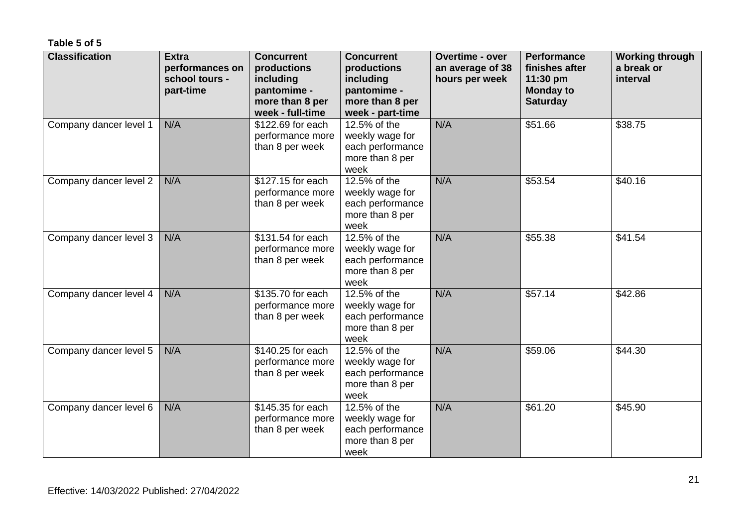**Table 5 of 5**

| Classification | Extra performances on school tours - part-time | Concurrent productions including pantomime - more than 8 per week - full-time | Concurrent productions including pantomime - more than 8 per week - part-time | Overtime - over an average of 38 hours per week | Performance finishes after 11:30 pm Monday to Saturday | Working through a break or interval |
|---|---|---|---|---|---|---|
| Company dancer level 1 | N/A | $122.69 for each performance more than 8 per week | 12.5% of the weekly wage for each performance more than 8 per week | N/A | $51.66 | $38.75 |
| Company dancer level 2 | N/A | $127.15 for each performance more than 8 per week | 12.5% of the weekly wage for each performance more than 8 per week | N/A | $53.54 | $40.16 |
| Company dancer level 3 | N/A | $131.54 for each performance more than 8 per week | 12.5% of the weekly wage for each performance more than 8 per week | N/A | $55.38 | $41.54 |
| Company dancer level 4 | N/A | $135.70 for each performance more than 8 per week | 12.5% of the weekly wage for each performance more than 8 per week | N/A | $57.14 | $42.86 |
| Company dancer level 5 | N/A | $140.25 for each performance more than 8 per week | 12.5% of the weekly wage for each performance more than 8 per week | N/A | $59.06 | $44.30 |
| Company dancer level 6 | N/A | $145.35 for each performance more than 8 per week | 12.5% of the weekly wage for each performance more than 8 per week | N/A | $61.20 | $45.90 |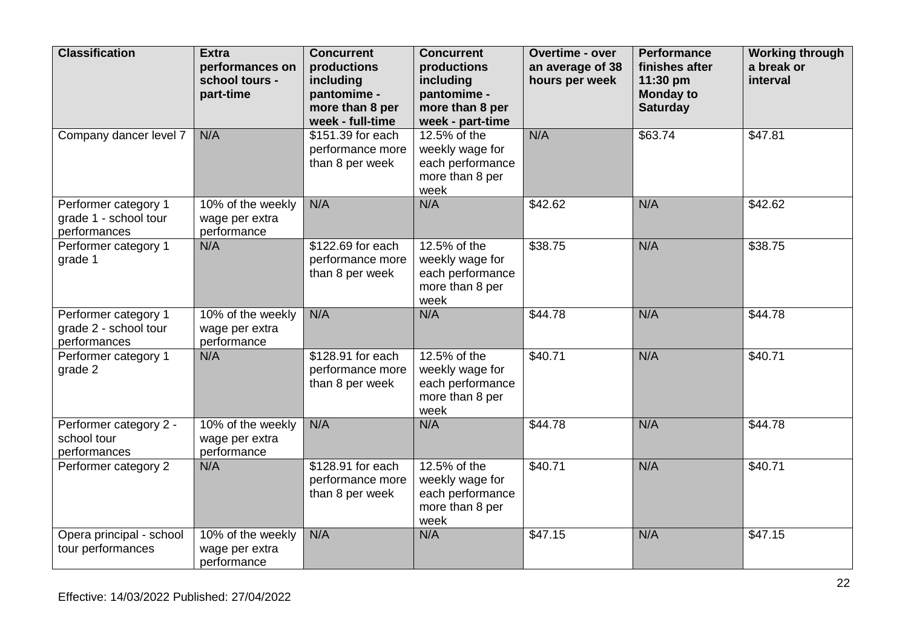| Classification | Extra performances on school tours - part-time | Concurrent productions including pantomime - more than 8 per week - full-time | Concurrent productions including pantomime - more than 8 per week - part-time | Overtime - over an average of 38 hours per week | Performance finishes after 11:30 pm Monday to Saturday | Working through a break or interval |
|---|---|---|---|---|---|---|
| Company dancer level 7 | N/A | $151.39 for each performance more than 8 per week | 12.5% of the weekly wage for each performance more than 8 per week | N/A | $63.74 | $47.81 |
| Performer category 1 grade 1 - school tour performances | 10% of the weekly wage per extra performance | N/A | N/A | $42.62 | N/A | $42.62 |
| Performer category 1 grade 1 | N/A | $122.69 for each performance more than 8 per week | 12.5% of the weekly wage for each performance more than 8 per week | $38.75 | N/A | $38.75 |
| Performer category 1 grade 2 - school tour performances | 10% of the weekly wage per extra performance | N/A | N/A | $44.78 | N/A | $44.78 |
| Performer category 1 grade 2 | N/A | $128.91 for each performance more than 8 per week | 12.5% of the weekly wage for each performance more than 8 per week | $40.71 | N/A | $40.71 |
| Performer category 2 - school tour performances | 10% of the weekly wage per extra performance | N/A | N/A | $44.78 | N/A | $44.78 |
| Performer category 2 | N/A | $128.91 for each performance more than 8 per week | 12.5% of the weekly wage for each performance more than 8 per week | $40.71 | N/A | $40.71 |
| Opera principal - school tour performances | 10% of the weekly wage per extra performance | N/A | N/A | $47.15 | N/A | $47.15 |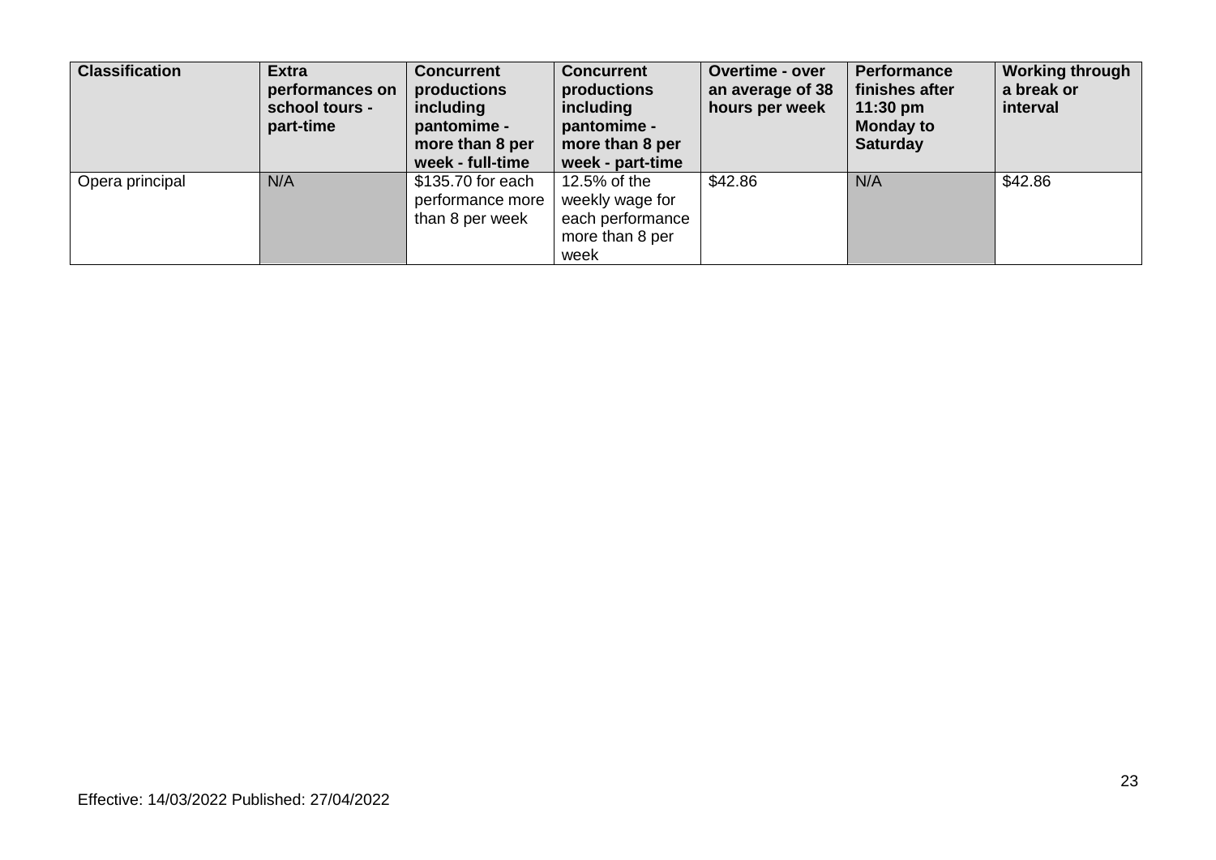| Classification | Extra performances on school tours - part-time | Concurrent productions including pantomime - more than 8 per week - full-time | Concurrent productions including pantomime - more than 8 per week - part-time | Overtime - over an average of 38 hours per week | Performance finishes after 11:30 pm Monday to Saturday | Working through a break or interval |
|---|---|---|---|---|---|---|
| Opera principal | N/A | $135.70 for each performance more than 8 per week | 12.5% of the weekly wage for each performance more than 8 per week | $42.86 | N/A | $42.86 |

Effective: 14/03/2022 Published: 27/04/2022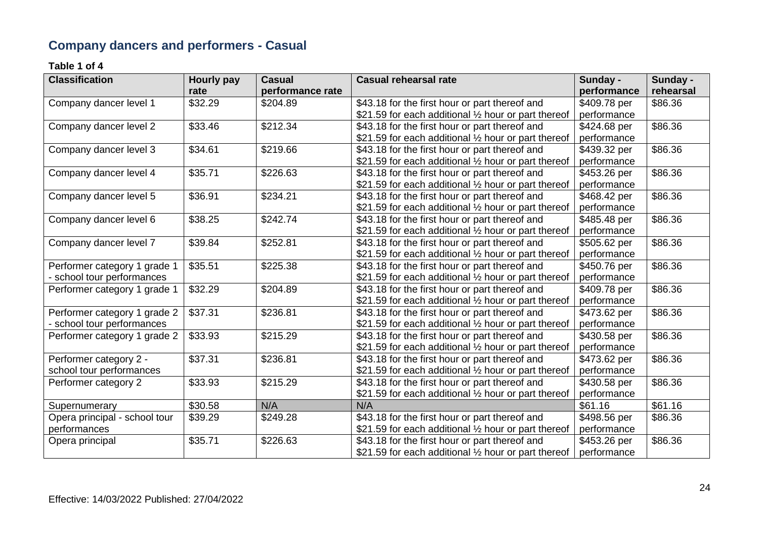## Company dancers and performers - Casual

**Table 1 of 4**

| Classification | Hourly pay rate | Casual performance rate | Casual rehearsal rate | Sunday - performance | Sunday - rehearsal |
|---|---|---|---|---|---|
| Company dancer level 1 | $32.29 | $204.89 | $43.18 for the first hour or part thereof and $21.59 for each additional ½ hour or part thereof | $409.78 per performance | $86.36 |
| Company dancer level 2 | $33.46 | $212.34 | $43.18 for the first hour or part thereof and $21.59 for each additional ½ hour or part thereof | $424.68 per performance | $86.36 |
| Company dancer level 3 | $34.61 | $219.66 | $43.18 for the first hour or part thereof and $21.59 for each additional ½ hour or part thereof | $439.32 per performance | $86.36 |
| Company dancer level 4 | $35.71 | $226.63 | $43.18 for the first hour or part thereof and $21.59 for each additional ½ hour or part thereof | $453.26 per performance | $86.36 |
| Company dancer level 5 | $36.91 | $234.21 | $43.18 for the first hour or part thereof and $21.59 for each additional ½ hour or part thereof | $468.42 per performance | $86.36 |
| Company dancer level 6 | $38.25 | $242.74 | $43.18 for the first hour or part thereof and $21.59 for each additional ½ hour or part thereof | $485.48 per performance | $86.36 |
| Company dancer level 7 | $39.84 | $252.81 | $43.18 for the first hour or part thereof and $21.59 for each additional ½ hour or part thereof | $505.62 per performance | $86.36 |
| Performer category 1 grade 1 - school tour performances | $35.51 | $225.38 | $43.18 for the first hour or part thereof and $21.59 for each additional ½ hour or part thereof | $450.76 per performance | $86.36 |
| Performer category 1 grade 1 | $32.29 | $204.89 | $43.18 for the first hour or part thereof and $21.59 for each additional ½ hour or part thereof | $409.78 per performance | $86.36 |
| Performer category 1 grade 2 - school tour performances | $37.31 | $236.81 | $43.18 for the first hour or part thereof and $21.59 for each additional ½ hour or part thereof | $473.62 per performance | $86.36 |
| Performer category 1 grade 2 | $33.93 | $215.29 | $43.18 for the first hour or part thereof and $21.59 for each additional ½ hour or part thereof | $430.58 per performance | $86.36 |
| Performer category 2 - school tour performances | $37.31 | $236.81 | $43.18 for the first hour or part thereof and $21.59 for each additional ½ hour or part thereof | $473.62 per performance | $86.36 |
| Performer category 2 | $33.93 | $215.29 | $43.18 for the first hour or part thereof and $21.59 for each additional ½ hour or part thereof | $430.58 per performance | $86.36 |
| Supernumerary | $30.58 | N/A | N/A | $61.16 | $61.16 |
| Opera principal - school tour performances | $39.29 | $249.28 | $43.18 for the first hour or part thereof and $21.59 for each additional ½ hour or part thereof | $498.56 per performance | $86.36 |
| Opera principal | $35.71 | $226.63 | $43.18 for the first hour or part thereof and $21.59 for each additional ½ hour or part thereof | $453.26 per performance | $86.36 |

Effective: 14/03/2022 Published: 27/04/2022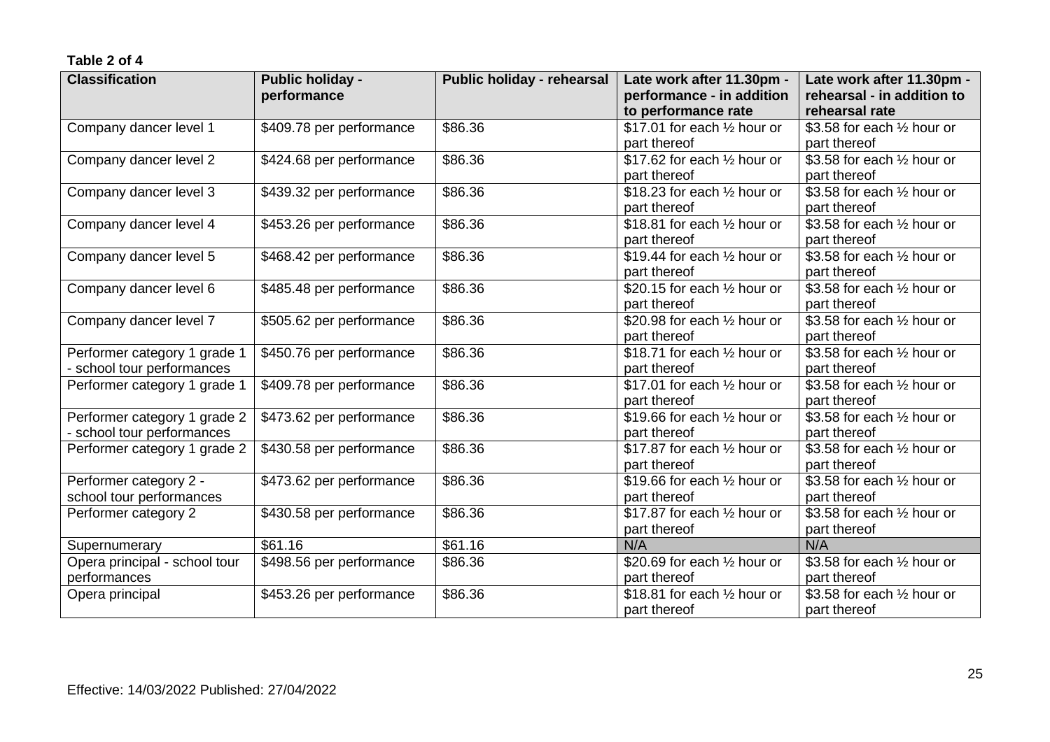**Table 2 of 4**

| Classification | Public holiday - performance | Public holiday - rehearsal | Late work after 11.30pm - performance - in addition to performance rate | Late work after 11.30pm - rehearsal - in addition to rehearsal rate |
|---|---|---|---|---|
| Company dancer level 1 | $409.78 per performance | $86.36 | $17.01 for each ½ hour or part thereof | $3.58 for each ½ hour or part thereof |
| Company dancer level 2 | $424.68 per performance | $86.36 | $17.62 for each ½ hour or part thereof | $3.58 for each ½ hour or part thereof |
| Company dancer level 3 | $439.32 per performance | $86.36 | $18.23 for each ½ hour or part thereof | $3.58 for each ½ hour or part thereof |
| Company dancer level 4 | $453.26 per performance | $86.36 | $18.81 for each ½ hour or part thereof | $3.58 for each ½ hour or part thereof |
| Company dancer level 5 | $468.42 per performance | $86.36 | $19.44 for each ½ hour or part thereof | $3.58 for each ½ hour or part thereof |
| Company dancer level 6 | $485.48 per performance | $86.36 | $20.15 for each ½ hour or part thereof | $3.58 for each ½ hour or part thereof |
| Company dancer level 7 | $505.62 per performance | $86.36 | $20.98 for each ½ hour or part thereof | $3.58 for each ½ hour or part thereof |
| Performer category 1 grade 1 - school tour performances | $450.76 per performance | $86.36 | $18.71 for each ½ hour or part thereof | $3.58 for each ½ hour or part thereof |
| Performer category 1 grade 1 | $409.78 per performance | $86.36 | $17.01 for each ½ hour or part thereof | $3.58 for each ½ hour or part thereof |
| Performer category 1 grade 2 - school tour performances | $473.62 per performance | $86.36 | $19.66 for each ½ hour or part thereof | $3.58 for each ½ hour or part thereof |
| Performer category 1 grade 2 | $430.58 per performance | $86.36 | $17.87 for each ½ hour or part thereof | $3.58 for each ½ hour or part thereof |
| Performer category 2 - school tour performances | $473.62 per performance | $86.36 | $19.66 for each ½ hour or part thereof | $3.58 for each ½ hour or part thereof |
| Performer category 2 | $430.58 per performance | $86.36 | $17.87 for each ½ hour or part thereof | $3.58 for each ½ hour or part thereof |
| Supernumerary | $61.16 | $61.16 | N/A | N/A |
| Opera principal - school tour performances | $498.56 per performance | $86.36 | $20.69 for each ½ hour or part thereof | $3.58 for each ½ hour or part thereof |
| Opera principal | $453.26 per performance | $86.36 | $18.81 for each ½ hour or part thereof | $3.58 for each ½ hour or part thereof |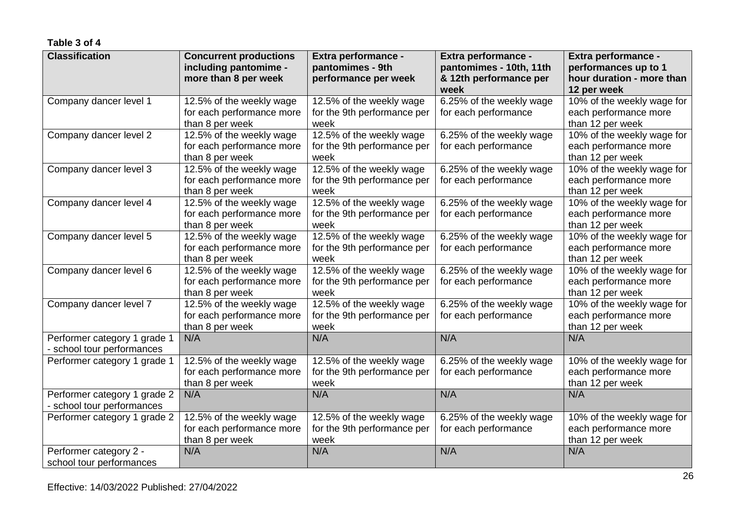**Table 3 of 4**

| Classification | Concurrent productions including pantomime - more than 8 per week | Extra performance - pantomimes - 9th performance per week | Extra performance - pantomimes - 10th, 11th & 12th performance per week | Extra performance - performances up to 1 hour duration - more than 12 per week |
|---|---|---|---|---|
| Company dancer level 1 | 12.5% of the weekly wage for each performance more than 8 per week | 12.5% of the weekly wage for the 9th performance per week | 6.25% of the weekly wage for each performance | 10% of the weekly wage for each performance more than 12 per week |
| Company dancer level 2 | 12.5% of the weekly wage for each performance more than 8 per week | 12.5% of the weekly wage for the 9th performance per week | 6.25% of the weekly wage for each performance | 10% of the weekly wage for each performance more than 12 per week |
| Company dancer level 3 | 12.5% of the weekly wage for each performance more than 8 per week | 12.5% of the weekly wage for the 9th performance per week | 6.25% of the weekly wage for each performance | 10% of the weekly wage for each performance more than 12 per week |
| Company dancer level 4 | 12.5% of the weekly wage for each performance more than 8 per week | 12.5% of the weekly wage for the 9th performance per week | 6.25% of the weekly wage for each performance | 10% of the weekly wage for each performance more than 12 per week |
| Company dancer level 5 | 12.5% of the weekly wage for each performance more than 8 per week | 12.5% of the weekly wage for the 9th performance per week | 6.25% of the weekly wage for each performance | 10% of the weekly wage for each performance more than 12 per week |
| Company dancer level 6 | 12.5% of the weekly wage for each performance more than 8 per week | 12.5% of the weekly wage for the 9th performance per week | 6.25% of the weekly wage for each performance | 10% of the weekly wage for each performance more than 12 per week |
| Company dancer level 7 | 12.5% of the weekly wage for each performance more than 8 per week | 12.5% of the weekly wage for the 9th performance per week | 6.25% of the weekly wage for each performance | 10% of the weekly wage for each performance more than 12 per week |
| Performer category 1 grade 1 - school tour performances | N/A | N/A | N/A | N/A |
| Performer category 1 grade 1 | 12.5% of the weekly wage for each performance more than 8 per week | 12.5% of the weekly wage for the 9th performance per week | 6.25% of the weekly wage for each performance | 10% of the weekly wage for each performance more than 12 per week |
| Performer category 1 grade 2 - school tour performances | N/A | N/A | N/A | N/A |
| Performer category 1 grade 2 | 12.5% of the weekly wage for each performance more than 8 per week | 12.5% of the weekly wage for the 9th performance per week | 6.25% of the weekly wage for each performance | 10% of the weekly wage for each performance more than 12 per week |
| Performer category 2 - school tour performances | N/A | N/A | N/A | N/A |

Effective: 14/03/2022 Published: 27/04/2022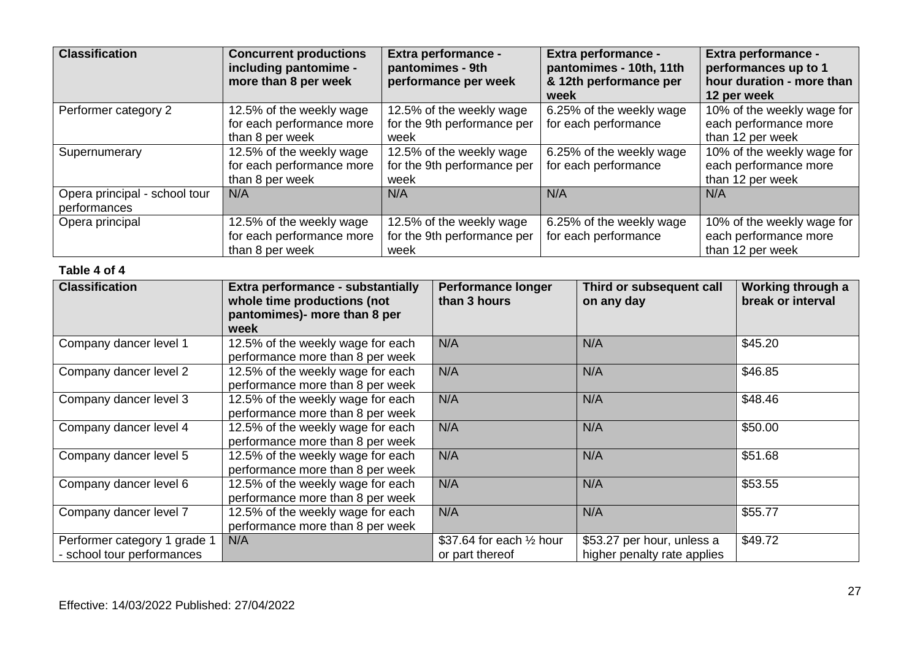| Classification | Concurrent productions including pantomime - more than 8 per week | Extra performance - pantomimes - 9th performance per week | Extra performance - pantomimes - 10th, 11th & 12th performance per week | Extra performance - performances up to 1 hour duration - more than 12 per week |
|---|---|---|---|---|
| Performer category 2 | 12.5% of the weekly wage for each performance more than 8 per week | 12.5% of the weekly wage for the 9th performance per week | 6.25% of the weekly wage for each performance | 10% of the weekly wage for each performance more than 12 per week |
| Supernumerary | 12.5% of the weekly wage for each performance more than 8 per week | 12.5% of the weekly wage for the 9th performance per week | 6.25% of the weekly wage for each performance | 10% of the weekly wage for each performance more than 12 per week |
| Opera principal - school tour performances | N/A | N/A | N/A | N/A |
| Opera principal | 12.5% of the weekly wage for each performance more than 8 per week | 12.5% of the weekly wage for the 9th performance per week | 6.25% of the weekly wage for each performance | 10% of the weekly wage for each performance more than 12 per week |

**Table 4 of 4**

| Classification | Extra performance - substantially whole time productions (not pantomimes)- more than 8 per week | Performance longer than 3 hours | Third or subsequent call on any day | Working through a break or interval |
|---|---|---|---|---|
| Company dancer level 1 | 12.5% of the weekly wage for each performance more than 8 per week | N/A | N/A | $45.20 |
| Company dancer level 2 | 12.5% of the weekly wage for each performance more than 8 per week | N/A | N/A | $46.85 |
| Company dancer level 3 | 12.5% of the weekly wage for each performance more than 8 per week | N/A | N/A | $48.46 |
| Company dancer level 4 | 12.5% of the weekly wage for each performance more than 8 per week | N/A | N/A | $50.00 |
| Company dancer level 5 | 12.5% of the weekly wage for each performance more than 8 per week | N/A | N/A | $51.68 |
| Company dancer level 6 | 12.5% of the weekly wage for each performance more than 8 per week | N/A | N/A | $53.55 |
| Company dancer level 7 | 12.5% of the weekly wage for each performance more than 8 per week | N/A | N/A | $55.77 |
| Performer category 1 grade 1 - school tour performances | N/A | $37.64 for each ½ hour or part thereof | $53.27 per hour, unless a higher penalty rate applies | $49.72 |

Effective: 14/03/2022 Published: 27/04/2022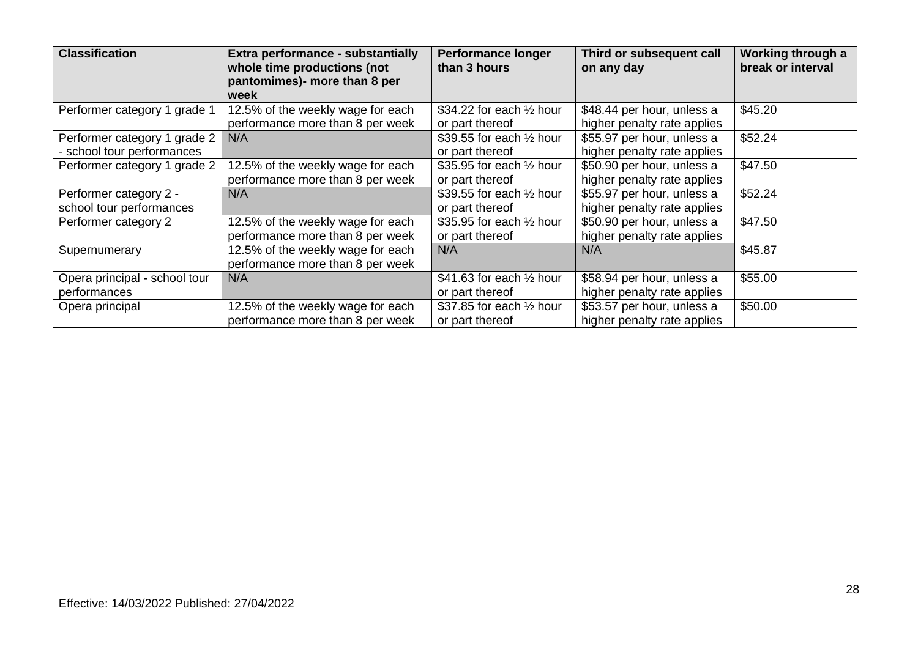| Classification | Extra performance - substantially whole time productions (not pantomimes)- more than 8 per week | Performance longer than 3 hours | Third or subsequent call on any day | Working through a break or interval |
|---|---|---|---|---|
| Performer category 1 grade 1 | 12.5% of the weekly wage for each performance more than 8 per week | $34.22 for each ½ hour or part thereof | $48.44 per hour, unless a higher penalty rate applies | $45.20 |
| Performer category 1 grade 2 - school tour performances | N/A | $39.55 for each ½ hour or part thereof | $55.97 per hour, unless a higher penalty rate applies | $52.24 |
| Performer category 1 grade 2 | 12.5% of the weekly wage for each performance more than 8 per week | $35.95 for each ½ hour or part thereof | $50.90 per hour, unless a higher penalty rate applies | $47.50 |
| Performer category 2 - school tour performances | N/A | $39.55 for each ½ hour or part thereof | $55.97 per hour, unless a higher penalty rate applies | $52.24 |
| Performer category 2 | 12.5% of the weekly wage for each performance more than 8 per week | $35.95 for each ½ hour or part thereof | $50.90 per hour, unless a higher penalty rate applies | $47.50 |
| Supernumerary | 12.5% of the weekly wage for each performance more than 8 per week | N/A | N/A | $45.87 |
| Opera principal - school tour performances | N/A | $41.63 for each ½ hour or part thereof | $58.94 per hour, unless a higher penalty rate applies | $55.00 |
| Opera principal | 12.5% of the weekly wage for each performance more than 8 per week | $37.85 for each ½ hour or part thereof | $53.57 per hour, unless a higher penalty rate applies | $50.00 |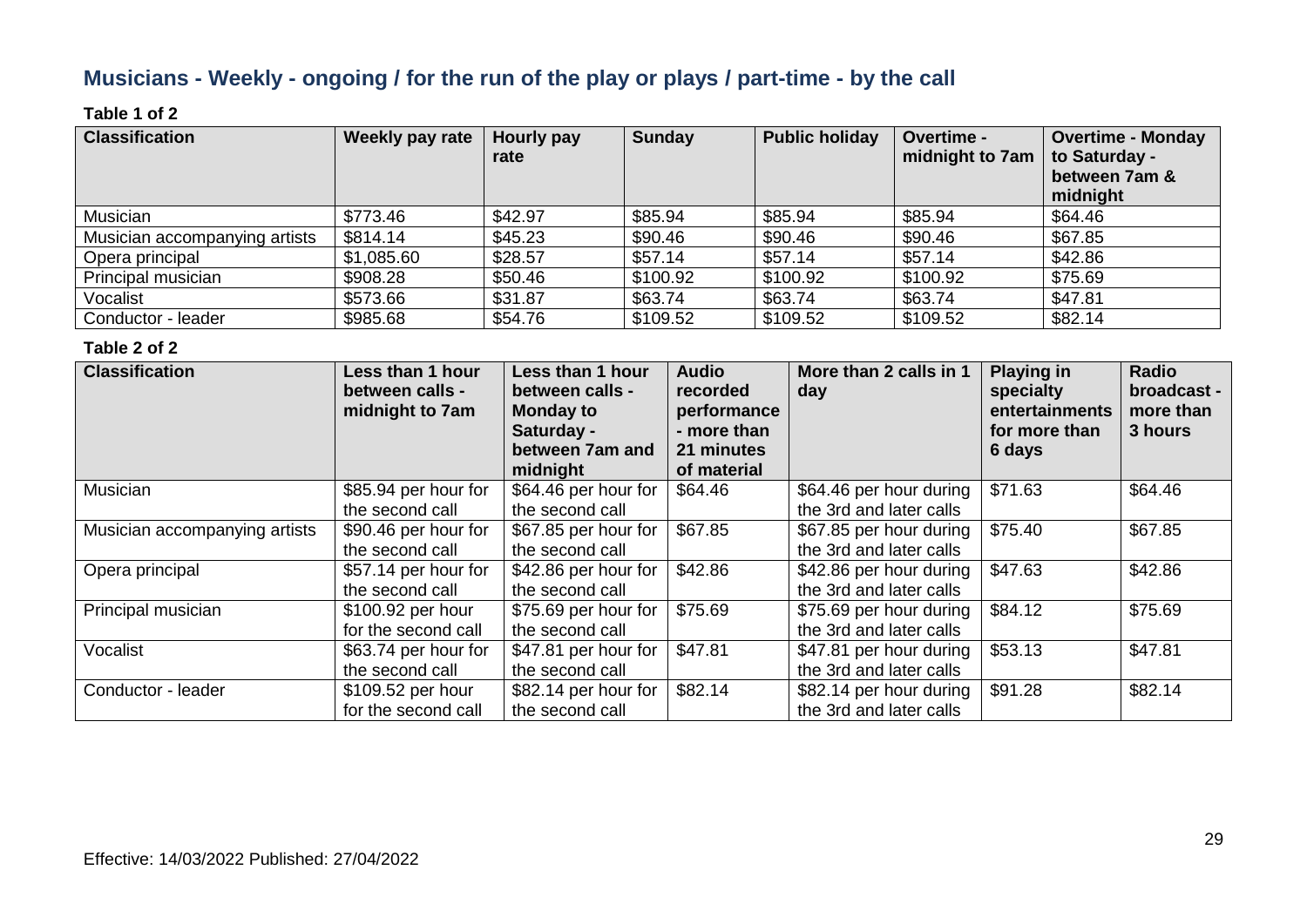## Musicians - Weekly - ongoing / for the run of the play or plays / part-time - by the call

**Table 1 of 2**

| Classification | Weekly pay rate | Hourly pay rate | Sunday | Public holiday | Overtime - midnight to 7am | Overtime - Monday to Saturday - between 7am & midnight |
|---|---|---|---|---|---|---|
| Musician | $773.46 | $42.97 | $85.94 | $85.94 | $85.94 | $64.46 |
| Musician accompanying artists | $814.14 | $45.23 | $90.46 | $90.46 | $90.46 | $67.85 |
| Opera principal | $1,085.60 | $28.57 | $57.14 | $57.14 | $57.14 | $42.86 |
| Principal musician | $908.28 | $50.46 | $100.92 | $100.92 | $100.92 | $75.69 |
| Vocalist | $573.66 | $31.87 | $63.74 | $63.74 | $63.74 | $47.81 |
| Conductor - leader | $985.68 | $54.76 | $109.52 | $109.52 | $109.52 | $82.14 |

**Table 2 of 2**

| Classification | Less than 1 hour between calls - midnight to 7am | Less than 1 hour between calls - Monday to Saturday - between 7am and midnight | Audio recorded performance - more than 21 minutes of material | More than 2 calls in 1 day | Playing in specialty entertainments for more than 6 days | Radio broadcast - more than 3 hours |
|---|---|---|---|---|---|---|
| Musician | $85.94 per hour for the second call | $64.46 per hour for the second call | $64.46 | $64.46 per hour during the 3rd and later calls | $71.63 | $64.46 |
| Musician accompanying artists | $90.46 per hour for the second call | $67.85 per hour for the second call | $67.85 | $67.85 per hour during the 3rd and later calls | $75.40 | $67.85 |
| Opera principal | $57.14 per hour for the second call | $42.86 per hour for the second call | $42.86 | $42.86 per hour during the 3rd and later calls | $47.63 | $42.86 |
| Principal musician | $100.92 per hour for the second call | $75.69 per hour for the second call | $75.69 | $75.69 per hour during the 3rd and later calls | $84.12 | $75.69 |
| Vocalist | $63.74 per hour for the second call | $47.81 per hour for the second call | $47.81 | $47.81 per hour during the 3rd and later calls | $53.13 | $47.81 |
| Conductor - leader | $109.52 per hour for the second call | $82.14 per hour for the second call | $82.14 | $82.14 per hour during the 3rd and later calls | $91.28 | $82.14 |

Effective: 14/03/2022 Published: 27/04/2022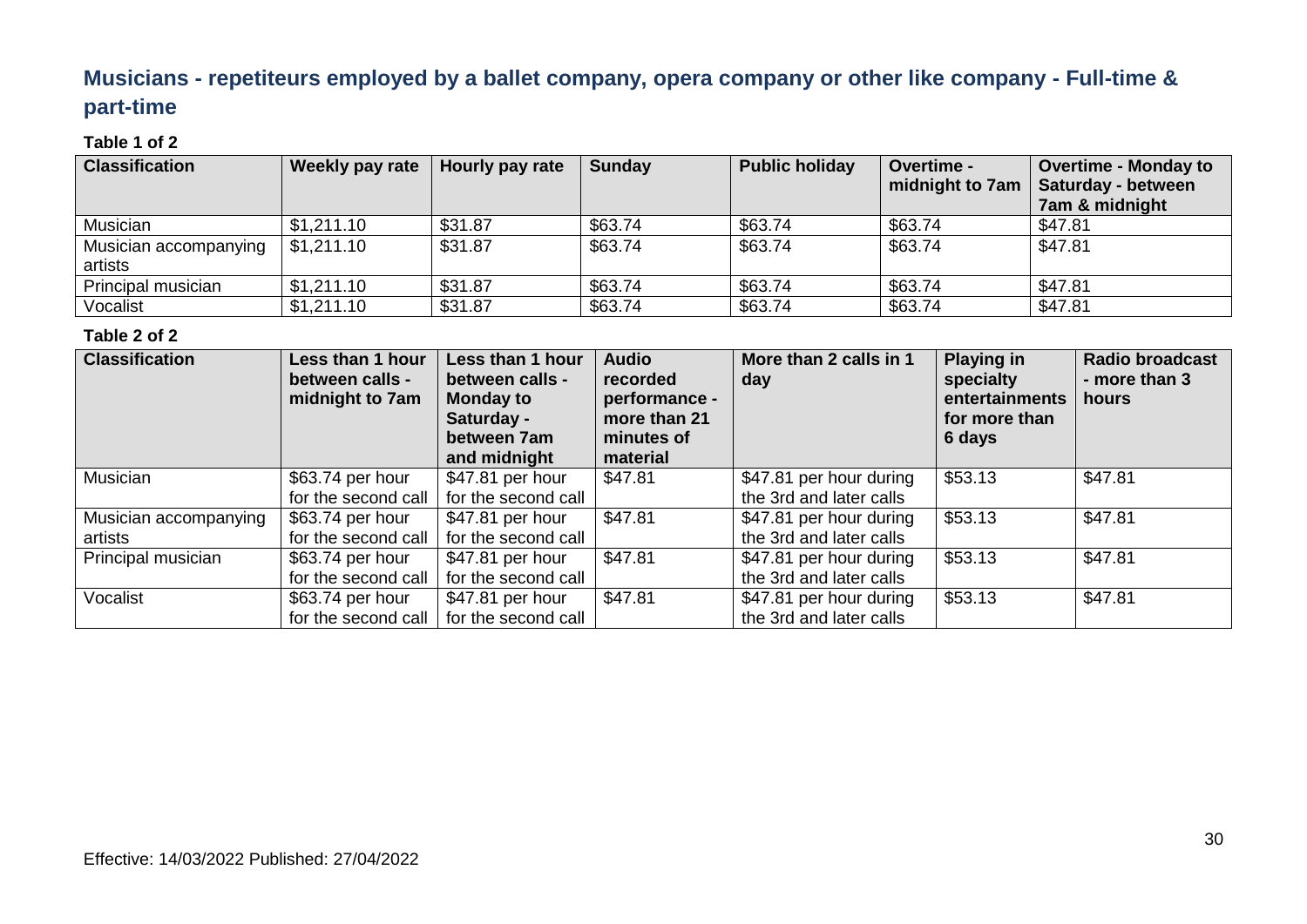## Musicians - repetiteurs employed by a ballet company, opera company or other like company - Full-time & part-time

**Table 1 of 2**

| Classification | Weekly pay rate | Hourly pay rate | Sunday | Public holiday | Overtime - midnight to 7am | Overtime - Monday to Saturday - between 7am & midnight |
|---|---|---|---|---|---|---|
| Musician | $1,211.10 | $31.87 | $63.74 | $63.74 | $63.74 | $47.81 |
| Musician accompanying artists | $1,211.10 | $31.87 | $63.74 | $63.74 | $63.74 | $47.81 |
| Principal musician | $1,211.10 | $31.87 | $63.74 | $63.74 | $63.74 | $47.81 |
| Vocalist | $1,211.10 | $31.87 | $63.74 | $63.74 | $63.74 | $47.81 |

**Table 2 of 2**

| Classification | Less than 1 hour between calls - midnight to 7am | Less than 1 hour between calls - Monday to Saturday - between 7am and midnight | Audio recorded performance - more than 21 minutes of material | More than 2 calls in 1 day | Playing in specialty entertainments for more than 6 days | Radio broadcast - more than 3 hours |
|---|---|---|---|---|---|---|
| Musician | $63.74 per hour for the second call | $47.81 per hour for the second call | $47.81 | $47.81 per hour during the 3rd and later calls | $53.13 | $47.81 |
| Musician accompanying artists | $63.74 per hour for the second call | $47.81 per hour for the second call | $47.81 | $47.81 per hour during the 3rd and later calls | $53.13 | $47.81 |
| Principal musician | $63.74 per hour for the second call | $47.81 per hour for the second call | $47.81 | $47.81 per hour during the 3rd and later calls | $53.13 | $47.81 |
| Vocalist | $63.74 per hour for the second call | $47.81 per hour for the second call | $47.81 | $47.81 per hour during the 3rd and later calls | $53.13 | $47.81 |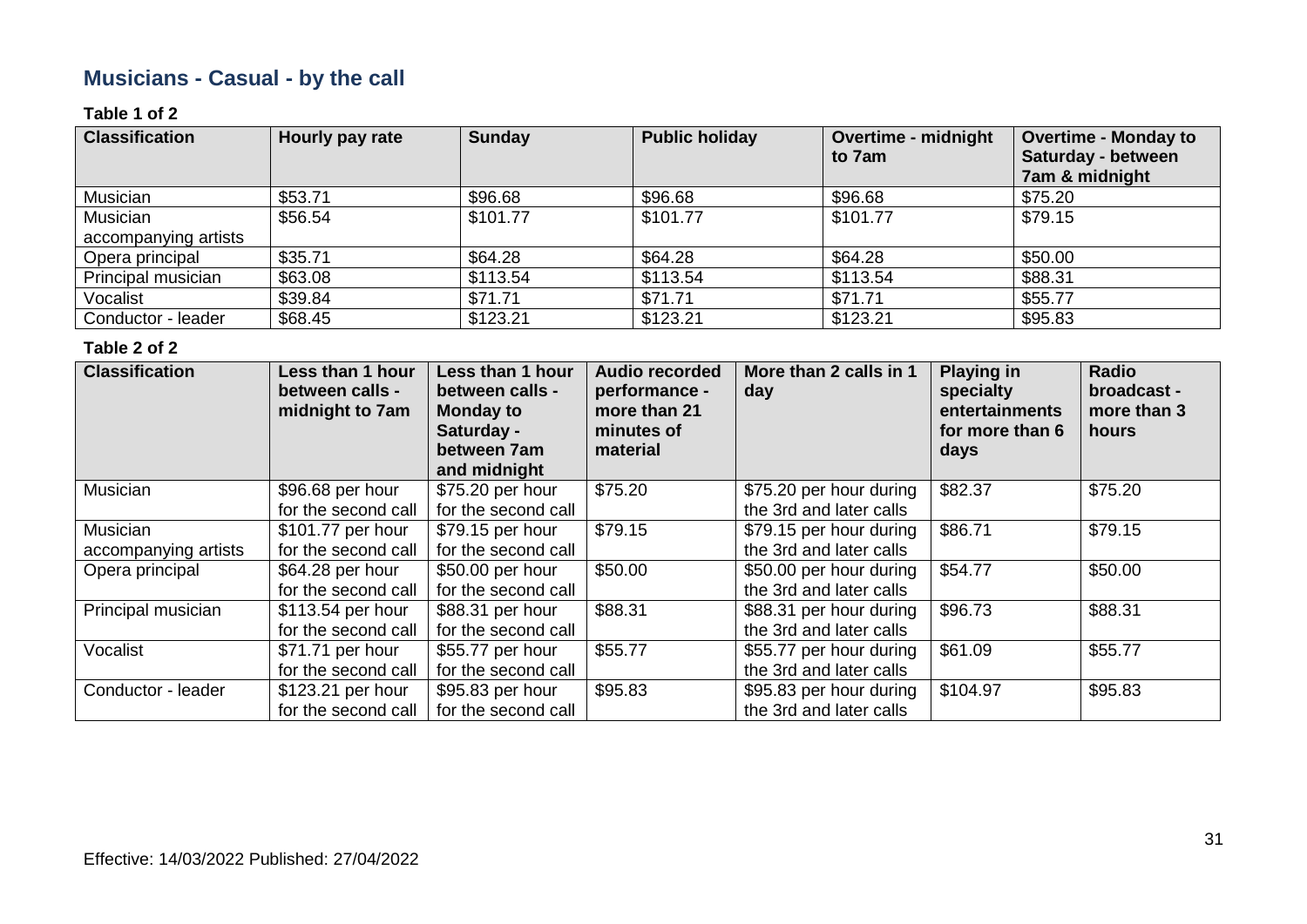## Musicians - Casual - by the call

**Table 1 of 2**

| Classification | Hourly pay rate | Sunday | Public holiday | Overtime - midnight to 7am | Overtime - Monday to Saturday - between 7am & midnight |
|---|---|---|---|---|---|
| Musician | $53.71 | $96.68 | $96.68 | $96.68 | $75.20 |
| Musician accompanying artists | $56.54 | $101.77 | $101.77 | $101.77 | $79.15 |
| Opera principal | $35.71 | $64.28 | $64.28 | $64.28 | $50.00 |
| Principal musician | $63.08 | $113.54 | $113.54 | $113.54 | $88.31 |
| Vocalist | $39.84 | $71.71 | $71.71 | $71.71 | $55.77 |
| Conductor - leader | $68.45 | $123.21 | $123.21 | $123.21 | $95.83 |

**Table 2 of 2**

| Classification | Less than 1 hour between calls - midnight to 7am | Less than 1 hour between calls - Monday to Saturday - between 7am and midnight | Audio recorded performance - more than 21 minutes of material | More than 2 calls in 1 day | Playing in specialty entertainments for more than 6 days | Radio broadcast - more than 3 hours |
|---|---|---|---|---|---|---|
| Musician | $96.68 per hour for the second call | $75.20 per hour for the second call | $75.20 | $75.20 per hour during the 3rd and later calls | $82.37 | $75.20 |
| Musician accompanying artists | $101.77 per hour for the second call | $79.15 per hour for the second call | $79.15 | $79.15 per hour during the 3rd and later calls | $86.71 | $79.15 |
| Opera principal | $64.28 per hour for the second call | $50.00 per hour for the second call | $50.00 | $50.00 per hour during the 3rd and later calls | $54.77 | $50.00 |
| Principal musician | $113.54 per hour for the second call | $88.31 per hour for the second call | $88.31 | $88.31 per hour during the 3rd and later calls | $96.73 | $88.31 |
| Vocalist | $71.71 per hour for the second call | $55.77 per hour for the second call | $55.77 | $55.77 per hour during the 3rd and later calls | $61.09 | $55.77 |
| Conductor - leader | $123.21 per hour for the second call | $95.83 per hour for the second call | $95.83 | $95.83 per hour during the 3rd and later calls | $104.97 | $95.83 |

Effective: 14/03/2022 Published: 27/04/2022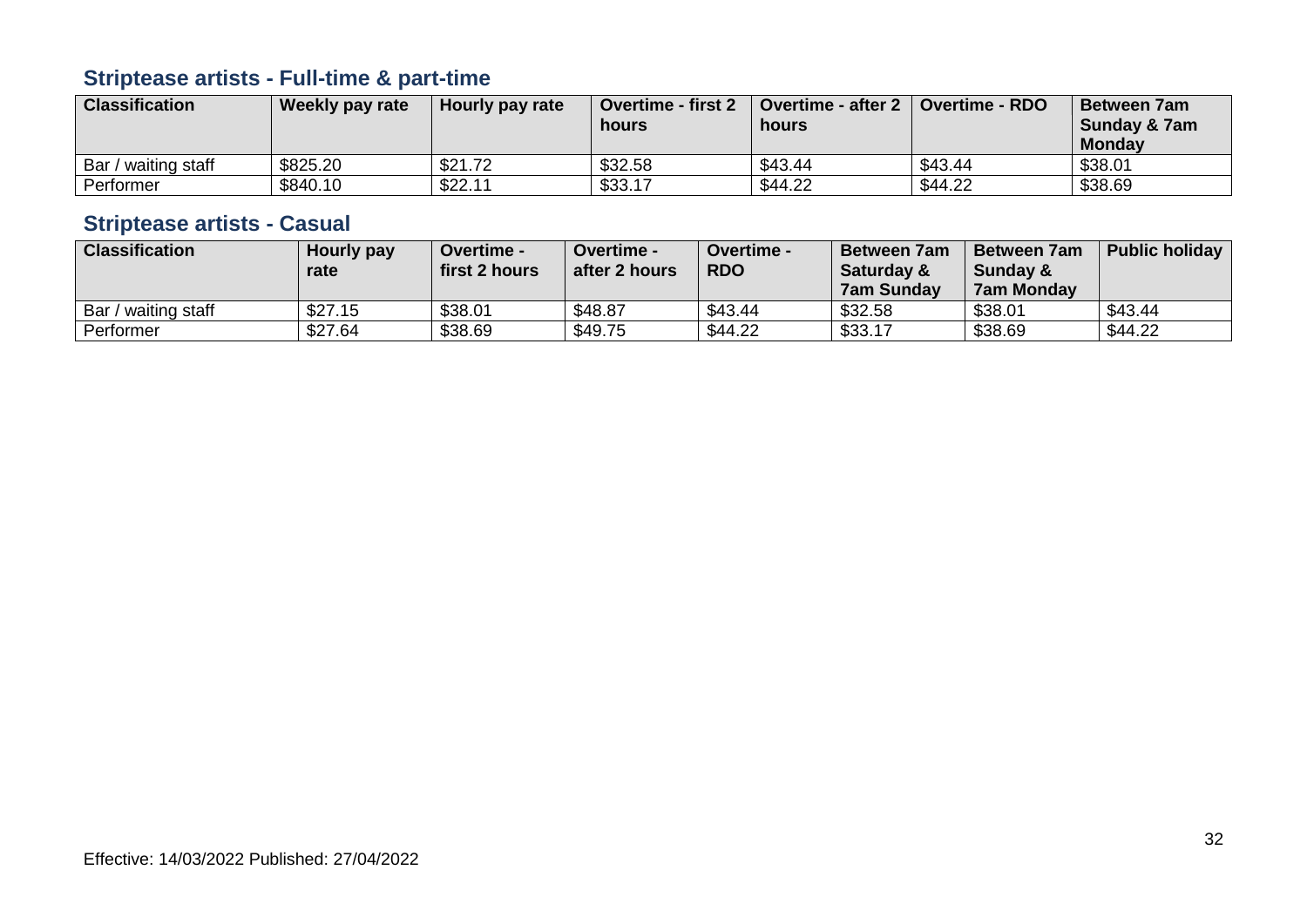## Striptease artists - Full-time & part-time

| Classification | Weekly pay rate | Hourly pay rate | Overtime - first 2 hours | Overtime - after 2 hours | Overtime - RDO | Between 7am Sunday & 7am Monday |
|---|---|---|---|---|---|---|
| Bar / waiting staff | $825.20 | $21.72 | $32.58 | $43.44 | $43.44 | $38.01 |
| Performer | $840.10 | $22.11 | $33.17 | $44.22 | $44.22 | $38.69 |

## Striptease artists - Casual

| Classification | Hourly pay rate | Overtime - first 2 hours | Overtime - after 2 hours | Overtime - RDO | Between 7am Saturday & 7am Sunday | Between 7am Sunday & 7am Monday | Public holiday |
|---|---|---|---|---|---|---|---|
| Bar / waiting staff | $27.15 | $38.01 | $48.87 | $43.44 | $32.58 | $38.01 | $43.44 |
| Performer | $27.64 | $38.69 | $49.75 | $44.22 | $33.17 | $38.69 | $44.22 |

Effective: 14/03/2022 Published: 27/04/2022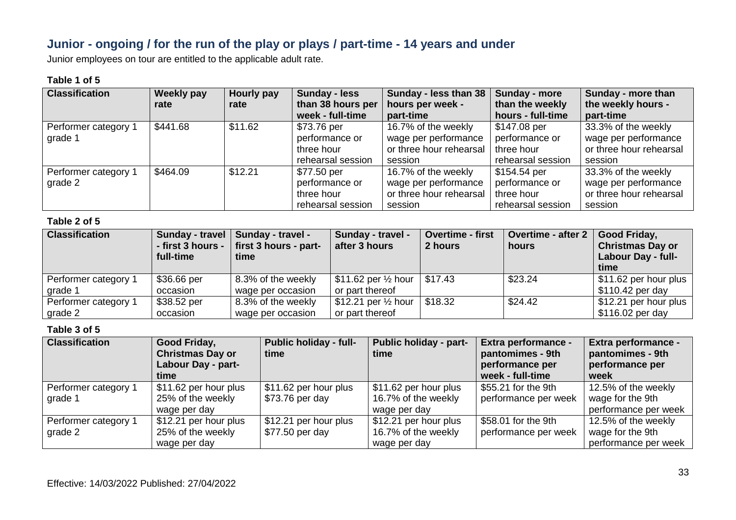## Junior - ongoing / for the run of the play or plays / part-time - 14 years and under

Junior employees on tour are entitled to the applicable adult rate.

**Table 1 of 5**

| Classification | Weekly pay rate | Hourly pay rate | Sunday - less than 38 hours per week - full-time | Sunday - less than 38 hours per week - part-time | Sunday - more than the weekly hours - full-time | Sunday - more than the weekly hours - part-time |
|---|---|---|---|---|---|---|
| Performer category 1 grade 1 | $441.68 | $11.62 | $73.76 per performance or three hour rehearsal session | 16.7% of the weekly wage per performance or three hour rehearsal session | $147.08 per performance or three hour rehearsal session | 33.3% of the weekly wage per performance or three hour rehearsal session |
| Performer category 1 grade 2 | $464.09 | $12.21 | $77.50 per performance or three hour rehearsal session | 16.7% of the weekly wage per performance or three hour rehearsal session | $154.54 per performance or three hour rehearsal session | 33.3% of the weekly wage per performance or three hour rehearsal session |

**Table 2 of 5**

| Classification | Sunday - travel - first 3 hours - full-time | Sunday - travel - first 3 hours - part-time | Sunday - travel - after 3 hours | Overtime - first 2 hours | Overtime - after 2 hours | Good Friday, Christmas Day or Labour Day - full-time |
|---|---|---|---|---|---|---|
| Performer category 1 grade 1 | $36.66 per occasion | 8.3% of the weekly wage per occasion | $11.62 per ½ hour or part thereof | $17.43 | $23.24 | $11.62 per hour plus $110.42 per day |
| Performer category 1 grade 2 | $38.52 per occasion | 8.3% of the weekly wage per occasion | $12.21 per ½ hour or part thereof | $18.32 | $24.42 | $12.21 per hour plus $116.02 per day |

**Table 3 of 5**

| Classification | Good Friday, Christmas Day or Labour Day - part-time | Public holiday - full-time | Public holiday - part-time | Extra performance - pantomimes - 9th performance per week - full-time | Extra performance - pantomimes - 9th performance per week |
|---|---|---|---|---|---|
| Performer category 1 grade 1 | $11.62 per hour plus 25% of the weekly wage per day | $11.62 per hour plus $73.76 per day | $11.62 per hour plus 16.7% of the weekly wage per day | $55.21 for the 9th performance per week | 12.5% of the weekly wage for the 9th performance per week |
| Performer category 1 grade 2 | $12.21 per hour plus 25% of the weekly wage per day | $12.21 per hour plus $77.50 per day | $12.21 per hour plus 16.7% of the weekly wage per day | $58.01 for the 9th performance per week | 12.5% of the weekly wage for the 9th performance per week |

Effective: 14/03/2022 Published: 27/04/2022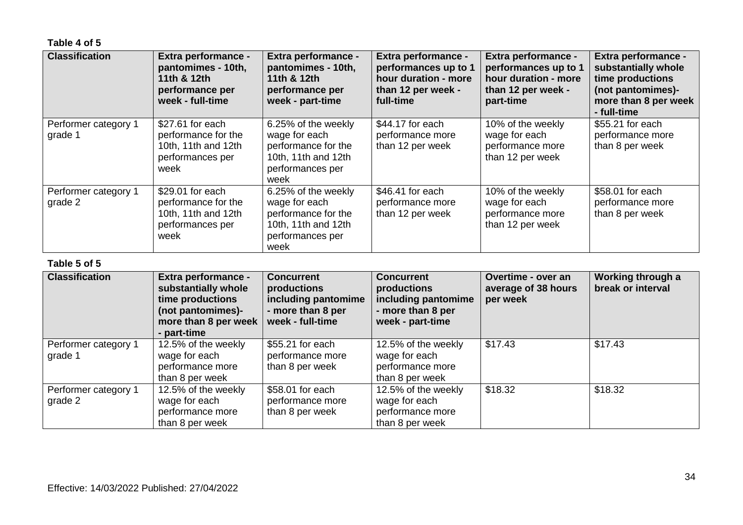**Table 4 of 5**

| Classification | Extra performance - pantomimes - 10th, 11th & 12th performance per week - full-time | Extra performance - pantomimes - 10th, 11th & 12th performance per week - part-time | Extra performance - performances up to 1 hour duration - more than 12 per week - full-time | Extra performance - performances up to 1 hour duration - more than 12 per week - part-time | Extra performance - substantially whole time productions (not pantomimes)- more than 8 per week - full-time |
|---|---|---|---|---|---|
| Performer category 1 grade 1 | $27.61 for each performance for the 10th, 11th and 12th performances per week | 6.25% of the weekly wage for each performance for the 10th, 11th and 12th performances per week | $44.17 for each performance more than 12 per week | 10% of the weekly wage for each performance more than 12 per week | $55.21 for each performance more than 8 per week |
| Performer category 1 grade 2 | $29.01 for each performance for the 10th, 11th and 12th performances per week | 6.25% of the weekly wage for each performance for the 10th, 11th and 12th performances per week | $46.41 for each performance more than 12 per week | 10% of the weekly wage for each performance more than 12 per week | $58.01 for each performance more than 8 per week |

**Table 5 of 5**

| Classification | Extra performance - substantially whole time productions (not pantomimes)- more than 8 per week - part-time | Concurrent productions including pantomime - more than 8 per week - full-time | Concurrent productions including pantomime - more than 8 per week - part-time | Overtime - over an average of 38 hours per week | Working through a break or interval |
|---|---|---|---|---|---|
| Performer category 1 grade 1 | 12.5% of the weekly wage for each performance more than 8 per week | $55.21 for each performance more than 8 per week | 12.5% of the weekly wage for each performance more than 8 per week | $17.43 | $17.43 |
| Performer category 1 grade 2 | 12.5% of the weekly wage for each performance more than 8 per week | $58.01 for each performance more than 8 per week | 12.5% of the weekly wage for each performance more than 8 per week | $18.32 | $18.32 |

Effective: 14/03/2022 Published: 27/04/2022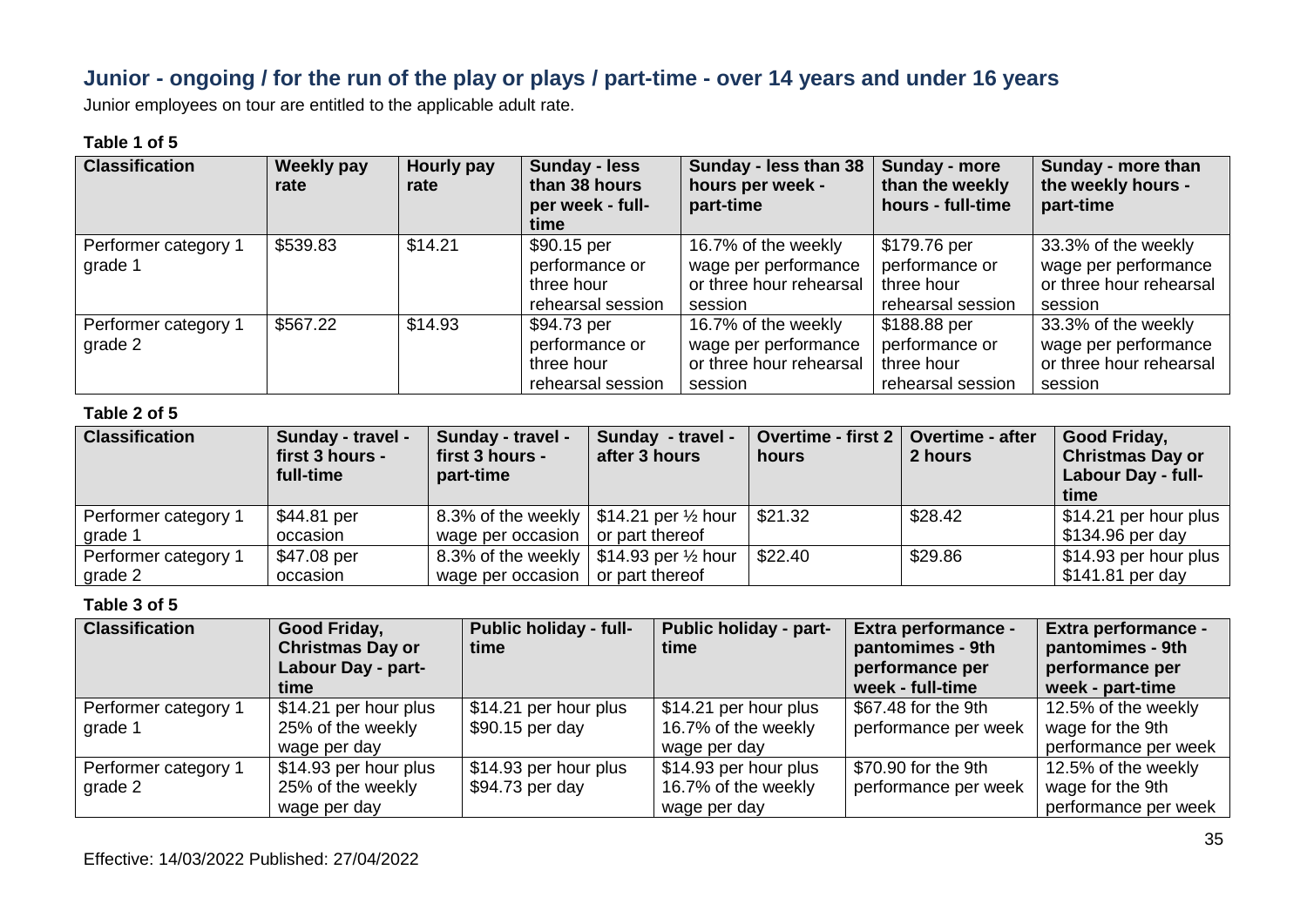## Junior - ongoing / for the run of the play or plays / part-time - over 14 years and under 16 years

Junior employees on tour are entitled to the applicable adult rate.

**Table 1 of 5**

| Classification | Weekly pay rate | Hourly pay rate | Sunday - less than 38 hours per week - full-time | Sunday - less than 38 hours per week - part-time | Sunday - more than the weekly hours - full-time | Sunday - more than the weekly hours - part-time |
|---|---|---|---|---|---|---|
| Performer category 1 grade 1 | $539.83 | $14.21 | $90.15 per performance or three hour rehearsal session | 16.7% of the weekly wage per performance or three hour rehearsal session | $179.76 per performance or three hour rehearsal session | 33.3% of the weekly wage per performance or three hour rehearsal session |
| Performer category 1 grade 2 | $567.22 | $14.93 | $94.73 per performance or three hour rehearsal session | 16.7% of the weekly wage per performance or three hour rehearsal session | $188.88 per performance or three hour rehearsal session | 33.3% of the weekly wage per performance or three hour rehearsal session |

**Table 2 of 5**

| Classification | Sunday - travel - first 3 hours - full-time | Sunday - travel - first 3 hours - part-time | Sunday - travel - after 3 hours | Overtime - first 2 hours | Overtime - after 2 hours | Good Friday, Christmas Day or Labour Day - full-time |
|---|---|---|---|---|---|---|
| Performer category 1 grade 1 | $44.81 per occasion | 8.3% of the weekly wage per occasion | $14.21 per ½ hour or part thereof | $21.32 | $28.42 | $14.21 per hour plus $134.96 per day |
| Performer category 1 grade 2 | $47.08 per occasion | 8.3% of the weekly wage per occasion | $14.93 per ½ hour or part thereof | $22.40 | $29.86 | $14.93 per hour plus $141.81 per day |

**Table 3 of 5**

| Classification | Good Friday, Christmas Day or Labour Day - part-time | Public holiday - full-time | Public holiday - part-time | Extra performance - pantomimes - 9th performance per week - full-time | Extra performance - pantomimes - 9th performance per week - part-time |
|---|---|---|---|---|---|
| Performer category 1 grade 1 | $14.21 per hour plus 25% of the weekly wage per day | $14.21 per hour plus $90.15 per day | $14.21 per hour plus 16.7% of the weekly wage per day | $67.48 for the 9th performance per week | 12.5% of the weekly wage for the 9th performance per week |
| Performer category 1 grade 2 | $14.93 per hour plus 25% of the weekly wage per day | $14.93 per hour plus $94.73 per day | $14.93 per hour plus 16.7% of the weekly wage per day | $70.90 for the 9th performance per week | 12.5% of the weekly wage for the 9th performance per week |

Effective: 14/03/2022 Published: 27/04/2022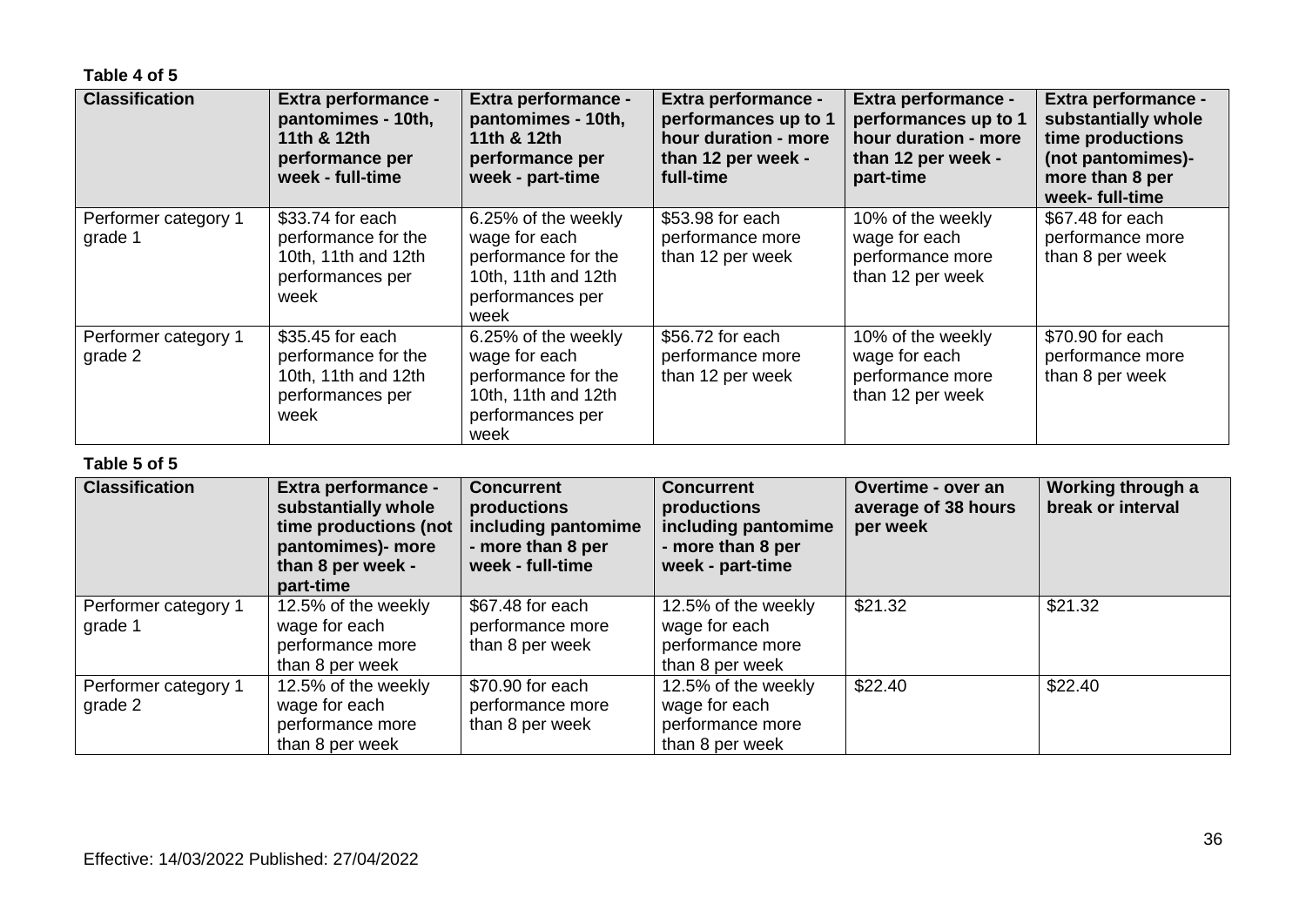**Table 4 of 5**

| Classification | Extra performance - pantomimes - 10th, 11th & 12th performance per week - full-time | Extra performance - pantomimes - 10th, 11th & 12th performance per week - part-time | Extra performance - performances up to 1 hour duration - more than 12 per week - full-time | Extra performance - performances up to 1 hour duration - more than 12 per week - part-time | Extra performance - substantially whole time productions (not pantomimes)- more than 8 per week- full-time |
|---|---|---|---|---|---|
| Performer category 1 grade 1 | $33.74 for each performance for the 10th, 11th and 12th performances per week | 6.25% of the weekly wage for each performance for the 10th, 11th and 12th performances per week | $53.98 for each performance more than 12 per week | 10% of the weekly wage for each performance more than 12 per week | $67.48 for each performance more than 8 per week |
| Performer category 1 grade 2 | $35.45 for each performance for the 10th, 11th and 12th performances per week | 6.25% of the weekly wage for each performance for the 10th, 11th and 12th performances per week | $56.72 for each performance more than 12 per week | 10% of the weekly wage for each performance more than 12 per week | $70.90 for each performance more than 8 per week |

**Table 5 of 5**

| Classification | Extra performance - substantially whole time productions (not pantomimes)- more than 8 per week - part-time | Concurrent productions including pantomime - more than 8 per week - full-time | Concurrent productions including pantomime - more than 8 per week - part-time | Overtime - over an average of 38 hours per week | Working through a break or interval |
|---|---|---|---|---|---|
| Performer category 1 grade 1 | 12.5% of the weekly wage for each performance more than 8 per week | $67.48 for each performance more than 8 per week | 12.5% of the weekly wage for each performance more than 8 per week | $21.32 | $21.32 |
| Performer category 1 grade 2 | 12.5% of the weekly wage for each performance more than 8 per week | $70.90 for each performance more than 8 per week | 12.5% of the weekly wage for each performance more than 8 per week | $22.40 | $22.40 |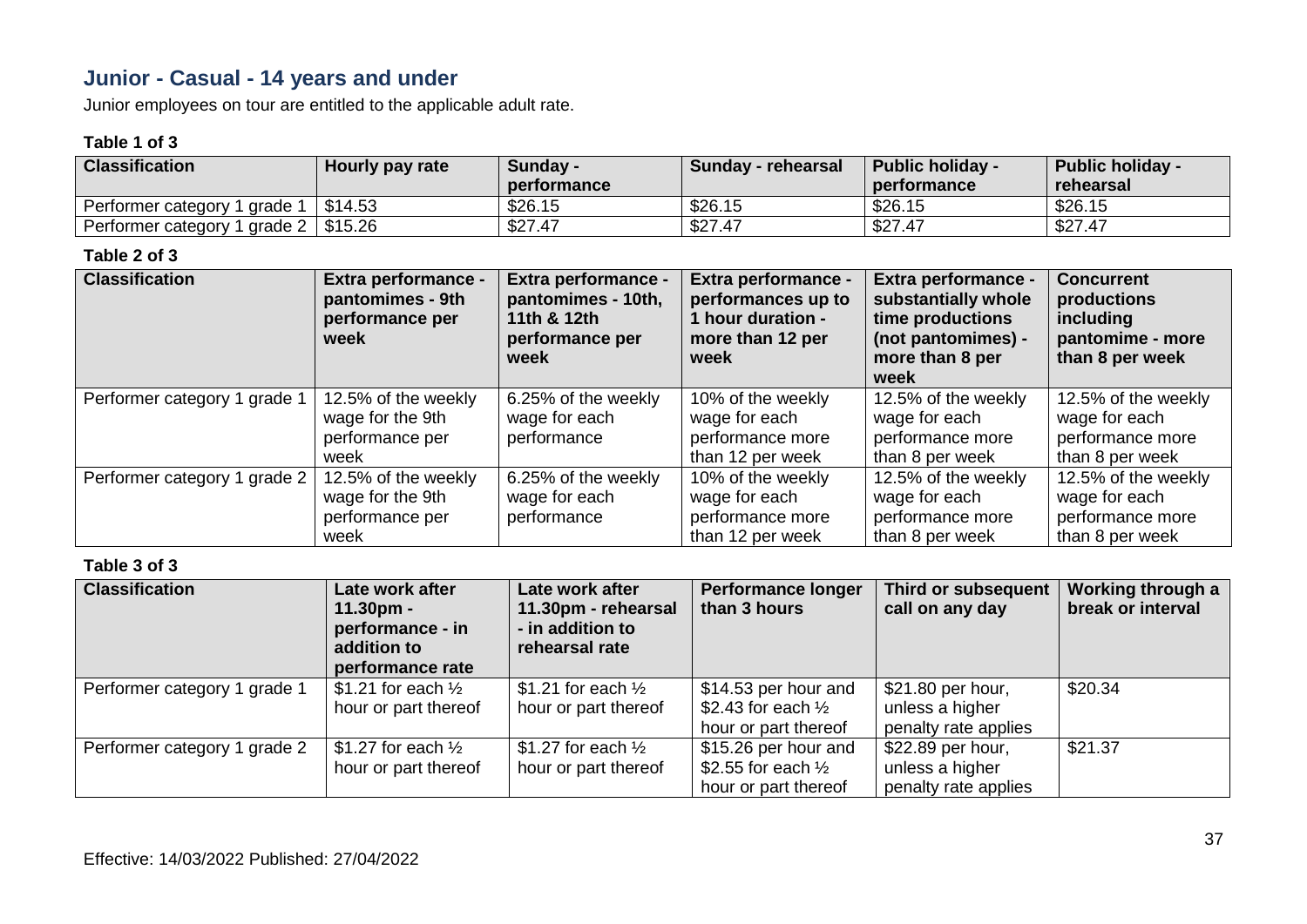## Junior - Casual - 14 years and under

Junior employees on tour are entitled to the applicable adult rate.

**Table 1 of 3**

| Classification | Hourly pay rate | Sunday - performance | Sunday - rehearsal | Public holiday - performance | Public holiday - rehearsal |
|---|---|---|---|---|---|
| Performer category 1 grade 1 | $14.53 | $26.15 | $26.15 | $26.15 | $26.15 |
| Performer category 1 grade 2 | $15.26 | $27.47 | $27.47 | $27.47 | $27.47 |

**Table 2 of 3**

| Classification | Extra performance - pantomimes - 9th performance per week | Extra performance - pantomimes - 10th, 11th & 12th performance per week | Extra performance - performances up to 1 hour duration - more than 12 per week | Extra performance - substantially whole time productions (not pantomimes) - more than 8 per week | Concurrent productions including pantomime - more than 8 per week |
|---|---|---|---|---|---|
| Performer category 1 grade 1 | 12.5% of the weekly wage for the 9th performance per week | 6.25% of the weekly wage for each performance | 10% of the weekly wage for each performance more than 12 per week | 12.5% of the weekly wage for each performance more than 8 per week | 12.5% of the weekly wage for each performance more than 8 per week |
| Performer category 1 grade 2 | 12.5% of the weekly wage for the 9th performance per week | 6.25% of the weekly wage for each performance | 10% of the weekly wage for each performance more than 12 per week | 12.5% of the weekly wage for each performance more than 8 per week | 12.5% of the weekly wage for each performance more than 8 per week |

**Table 3 of 3**

| Classification | Late work after 11.30pm - performance - in addition to performance rate | Late work after 11.30pm - rehearsal - in addition to rehearsal rate | Performance longer than 3 hours | Third or subsequent call on any day | Working through a break or interval |
|---|---|---|---|---|---|
| Performer category 1 grade 1 | $1.21 for each ½ hour or part thereof | $1.21 for each ½ hour or part thereof | $14.53 per hour and $2.43 for each ½ hour or part thereof | $21.80 per hour, unless a higher penalty rate applies | $20.34 |
| Performer category 1 grade 2 | $1.27 for each ½ hour or part thereof | $1.27 for each ½ hour or part thereof | $15.26 per hour and $2.55 for each ½ hour or part thereof | $22.89 per hour, unless a higher penalty rate applies | $21.37 |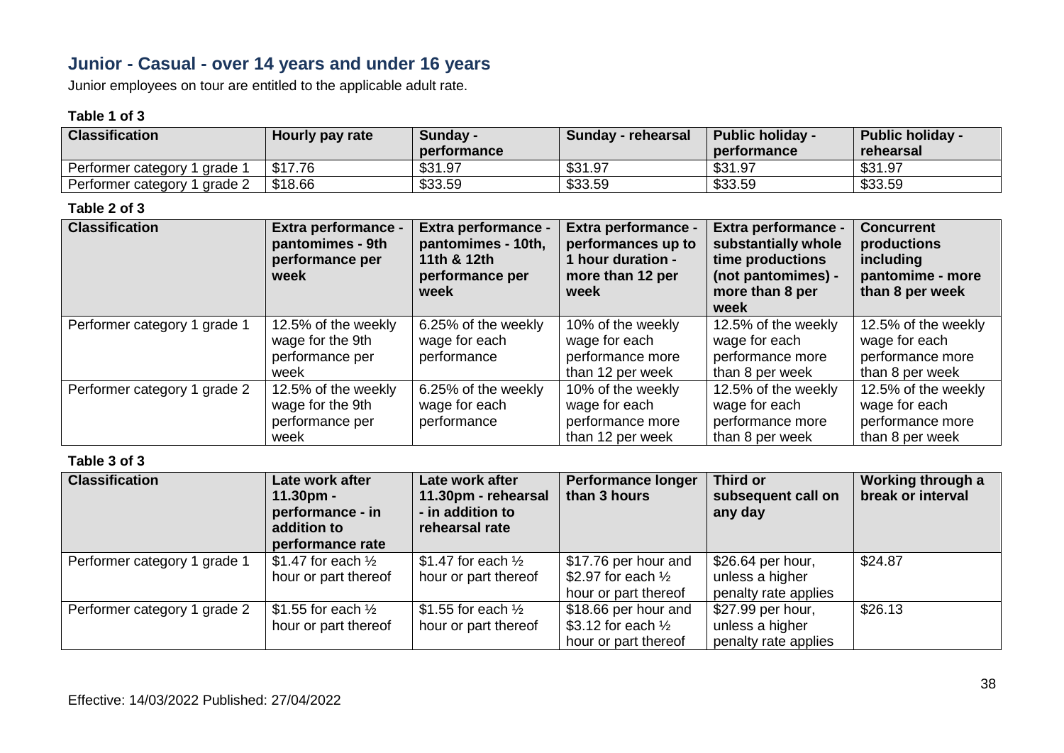## Junior - Casual - over 14 years and under 16 years

Junior employees on tour are entitled to the applicable adult rate.

**Table 1 of 3**

| Classification | Hourly pay rate | Sunday - performance | Sunday - rehearsal | Public holiday - performance | Public holiday - rehearsal |
|---|---|---|---|---|---|
| Performer category 1 grade 1 | $17.76 | $31.97 | $31.97 | $31.97 | $31.97 |
| Performer category 1 grade 2 | $18.66 | $33.59 | $33.59 | $33.59 | $33.59 |

**Table 2 of 3**

| Classification | Extra performance - pantomimes - 9th performance per week | Extra performance - pantomimes - 10th, 11th & 12th performance per week | Extra performance - performances up to 1 hour duration - more than 12 per week | Extra performance - substantially whole time productions (not pantomimes) - more than 8 per week | Concurrent productions including pantomime - more than 8 per week |
|---|---|---|---|---|---|
| Performer category 1 grade 1 | 12.5% of the weekly wage for the 9th performance per week | 6.25% of the weekly wage for each performance | 10% of the weekly wage for each performance more than 12 per week | 12.5% of the weekly wage for each performance more than 8 per week | 12.5% of the weekly wage for each performance more than 8 per week |
| Performer category 1 grade 2 | 12.5% of the weekly wage for the 9th performance per week | 6.25% of the weekly wage for each performance | 10% of the weekly wage for each performance more than 12 per week | 12.5% of the weekly wage for each performance more than 8 per week | 12.5% of the weekly wage for each performance more than 8 per week |

**Table 3 of 3**

| Classification | Late work after 11.30pm - performance - in addition to performance rate | Late work after 11.30pm - rehearsal - in addition to rehearsal rate | Performance longer than 3 hours | Third or subsequent call on any day | Working through a break or interval |
|---|---|---|---|---|---|
| Performer category 1 grade 1 | $1.47 for each ½ hour or part thereof | $1.47 for each ½ hour or part thereof | $17.76 per hour and $2.97 for each ½ hour or part thereof | $26.64 per hour, unless a higher penalty rate applies | $24.87 |
| Performer category 1 grade 2 | $1.55 for each ½ hour or part thereof | $1.55 for each ½ hour or part thereof | $18.66 per hour and $3.12 for each ½ hour or part thereof | $27.99 per hour, unless a higher penalty rate applies | $26.13 |

Effective: 14/03/2022 Published: 27/04/2022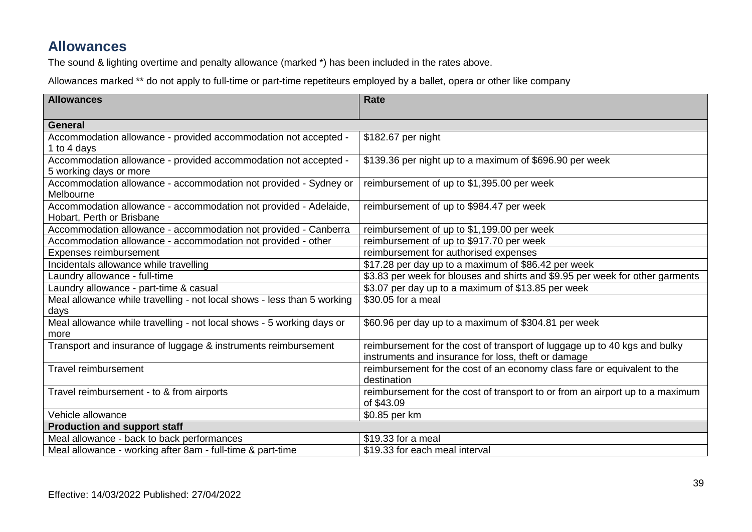## Allowances

The sound & lighting overtime and penalty allowance (marked *) has been included in the rates above.

Allowances marked ** do not apply to full-time or part-time repetiteurs employed by a ballet, opera or other like company

| Allowances | Rate |
|---|---|
| **General** | |
| Accommodation allowance - provided accommodation not accepted - 1 to 4 days | $182.67 per night |
| Accommodation allowance - provided accommodation not accepted - 5 working days or more | $139.36 per night up to a maximum of $696.90 per week |
| Accommodation allowance - accommodation not provided - Sydney or Melbourne | reimbursement of up to $1,395.00 per week |
| Accommodation allowance - accommodation not provided - Adelaide, Hobart, Perth or Brisbane | reimbursement of up to $984.47 per week |
| Accommodation allowance - accommodation not provided - Canberra | reimbursement of up to $1,199.00 per week |
| Accommodation allowance - accommodation not provided - other | reimbursement of up to $917.70 per week |
| Expenses reimbursement | reimbursement for authorised expenses |
| Incidentals allowance while travelling | $17.28 per day up to a maximum of $86.42 per week |
| Laundry allowance - full-time | $3.83 per week for blouses and shirts and $9.95 per week for other garments |
| Laundry allowance - part-time & casual | $3.07 per day up to a maximum of $13.85 per week |
| Meal allowance while travelling - not local shows - less than 5 working days | $30.05 for a meal |
| Meal allowance while travelling - not local shows - 5 working days or more | $60.96 per day up to a maximum of $304.81 per week |
| Transport and insurance of luggage & instruments reimbursement | reimbursement for the cost of transport of luggage up to 40 kgs and bulky instruments and insurance for loss, theft or damage |
| Travel reimbursement | reimbursement for the cost of an economy class fare or equivalent to the destination |
| Travel reimbursement - to & from airports | reimbursement for the cost of transport to or from an airport up to a maximum of $43.09 |
| Vehicle allowance | $0.85 per km |
| **Production and support staff** | |
| Meal allowance - back to back performances | $19.33 for a meal |
| Meal allowance - working after 8am - full-time & part-time | $19.33 for each meal interval |

Effective: 14/03/2022 Published: 27/04/2022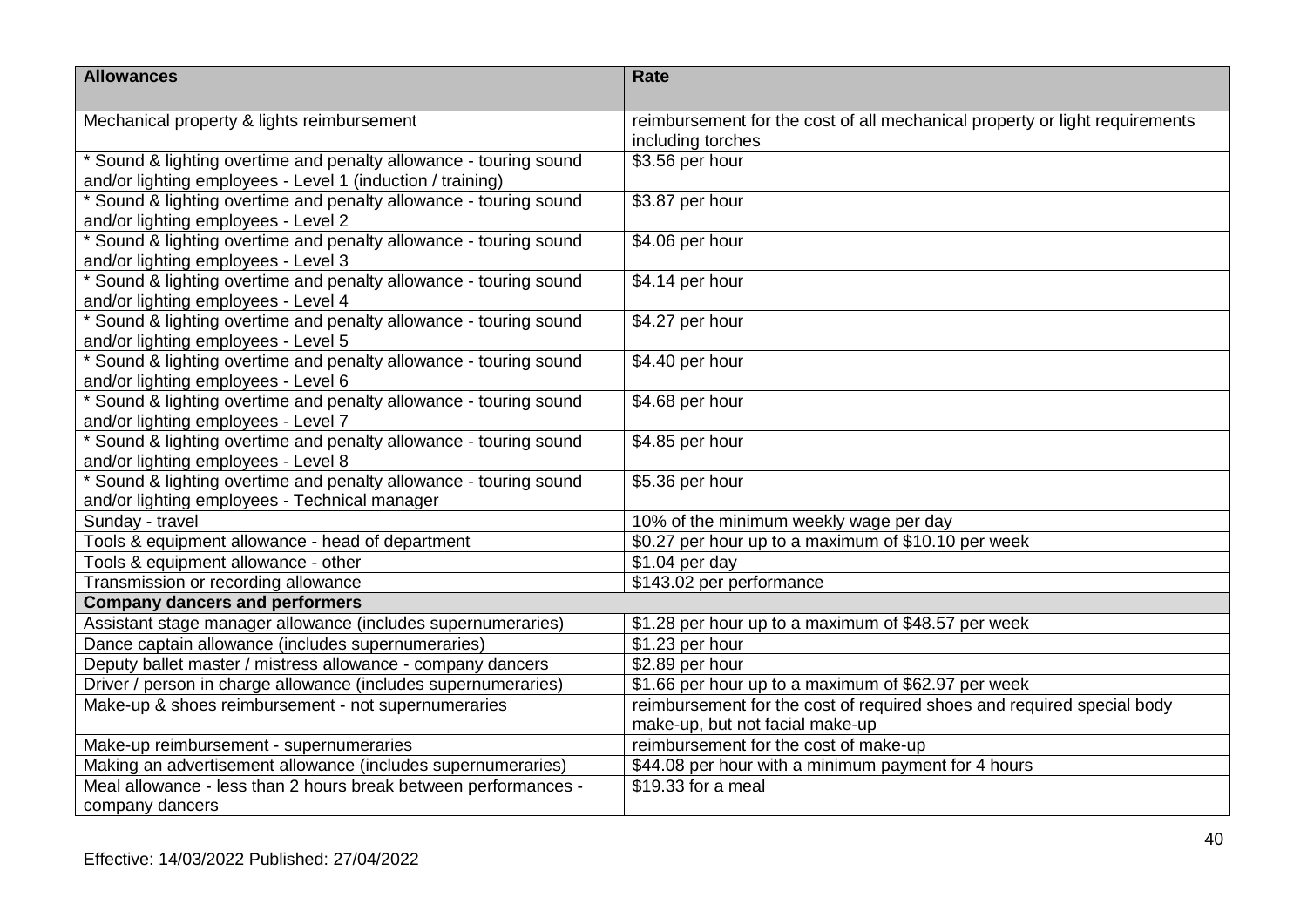| Allowances | Rate |
|---|---|
| Mechanical property & lights reimbursement | reimbursement for the cost of all mechanical property or light requirements including torches |
| * Sound & lighting overtime and penalty allowance - touring sound and/or lighting employees - Level 1 (induction / training) | $3.56 per hour |
| * Sound & lighting overtime and penalty allowance - touring sound and/or lighting employees - Level 2 | $3.87 per hour |
| * Sound & lighting overtime and penalty allowance - touring sound and/or lighting employees - Level 3 | $4.06 per hour |
| * Sound & lighting overtime and penalty allowance - touring sound and/or lighting employees - Level 4 | $4.14 per hour |
| * Sound & lighting overtime and penalty allowance - touring sound and/or lighting employees - Level 5 | $4.27 per hour |
| * Sound & lighting overtime and penalty allowance - touring sound and/or lighting employees - Level 6 | $4.40 per hour |
| * Sound & lighting overtime and penalty allowance - touring sound and/or lighting employees - Level 7 | $4.68 per hour |
| * Sound & lighting overtime and penalty allowance - touring sound and/or lighting employees - Level 8 | $4.85 per hour |
| * Sound & lighting overtime and penalty allowance - touring sound and/or lighting employees - Technical manager | $5.36 per hour |
| Sunday - travel | 10% of the minimum weekly wage per day |
| Tools & equipment allowance - head of department | $0.27 per hour up to a maximum of $10.10 per week |
| Tools & equipment allowance - other | $1.04 per day |
| Transmission or recording allowance | $143.02 per performance |
| **Company dancers and performers** | |
| Assistant stage manager allowance (includes supernumeraries) | $1.28 per hour up to a maximum of $48.57 per week |
| Dance captain allowance (includes supernumeraries) | $1.23 per hour |
| Deputy ballet master / mistress allowance - company dancers | $2.89 per hour |
| Driver / person in charge allowance (includes supernumeraries) | $1.66 per hour up to a maximum of $62.97 per week |
| Make-up & shoes reimbursement - not supernumeraries | reimbursement for the cost of required shoes and required special body make-up, but not facial make-up |
| Make-up reimbursement - supernumeraries | reimbursement for the cost of make-up |
| Making an advertisement allowance (includes supernumeraries) | $44.08 per hour with a minimum payment for 4 hours |
| Meal allowance - less than 2 hours break between performances - company dancers | $19.33 for a meal |

Effective: 14/03/2022 Published: 27/04/2022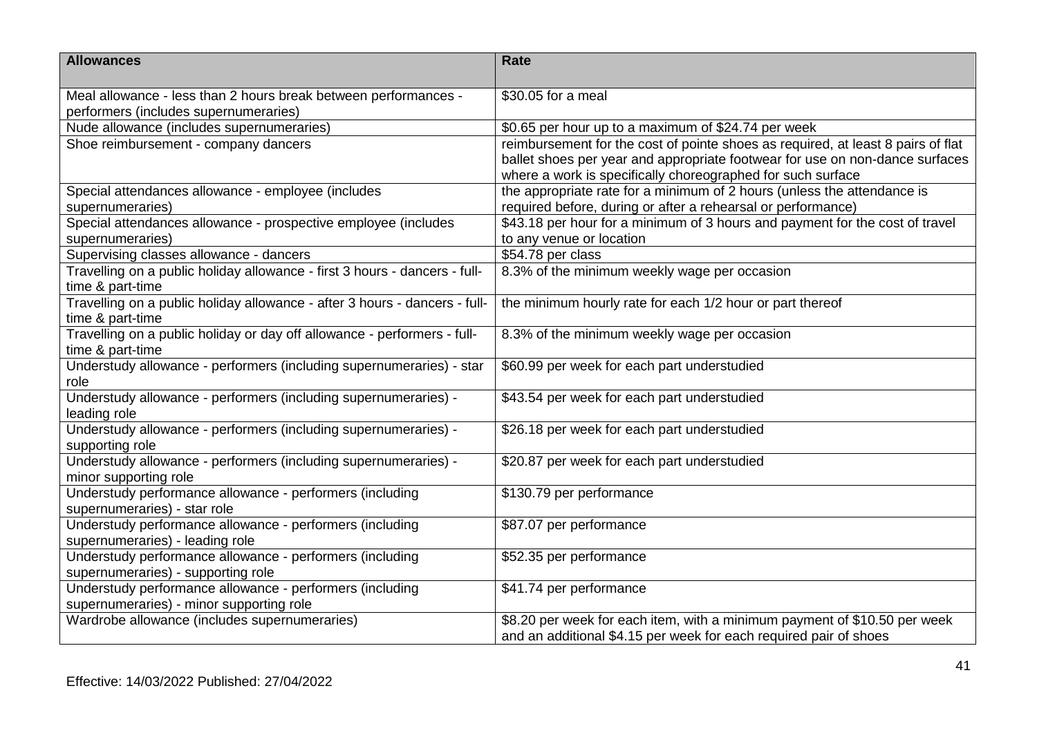| Allowances | Rate |
| --- | --- |
| Meal allowance - less than 2 hours break between performances - performers (includes supernumeraries) | $30.05 for a meal |
| Nude allowance (includes supernumeraries) | $0.65 per hour up to a maximum of $24.74 per week |
| Shoe reimbursement - company dancers | reimbursement for the cost of pointe shoes as required, at least 8 pairs of flat ballet shoes per year and appropriate footwear for use on non-dance surfaces where a work is specifically choreographed for such surface |
| Special attendances allowance - employee (includes supernumeraries) | the appropriate rate for a minimum of 2 hours (unless the attendance is required before, during or after a rehearsal or performance) |
| Special attendances allowance - prospective employee (includes supernumeraries) | $43.18 per hour for a minimum of 3 hours and payment for the cost of travel to any venue or location |
| Supervising classes allowance - dancers | $54.78 per class |
| Travelling on a public holiday allowance - first 3 hours - dancers - full-time & part-time | 8.3% of the minimum weekly wage per occasion |
| Travelling on a public holiday allowance - after 3 hours - dancers - full-time & part-time | the minimum hourly rate for each 1/2 hour or part thereof |
| Travelling on a public holiday or day off allowance - performers - full-time & part-time | 8.3% of the minimum weekly wage per occasion |
| Understudy allowance - performers (including supernumeraries) - star role | $60.99 per week for each part understudied |
| Understudy allowance - performers (including supernumeraries) - leading role | $43.54 per week for each part understudied |
| Understudy allowance - performers (including supernumeraries) - supporting role | $26.18 per week for each part understudied |
| Understudy allowance - performers (including supernumeraries) - minor supporting role | $20.87 per week for each part understudied |
| Understudy performance allowance - performers (including supernumeraries) - star role | $130.79 per performance |
| Understudy performance allowance - performers (including supernumeraries) - leading role | $87.07 per performance |
| Understudy performance allowance - performers (including supernumeraries) - supporting role | $52.35 per performance |
| Understudy performance allowance - performers (including supernumeraries) - minor supporting role | $41.74 per performance |
| Wardrobe allowance (includes supernumeraries) | $8.20 per week for each item, with a minimum payment of $10.50 per week and an additional $4.15 per week for each required pair of shoes |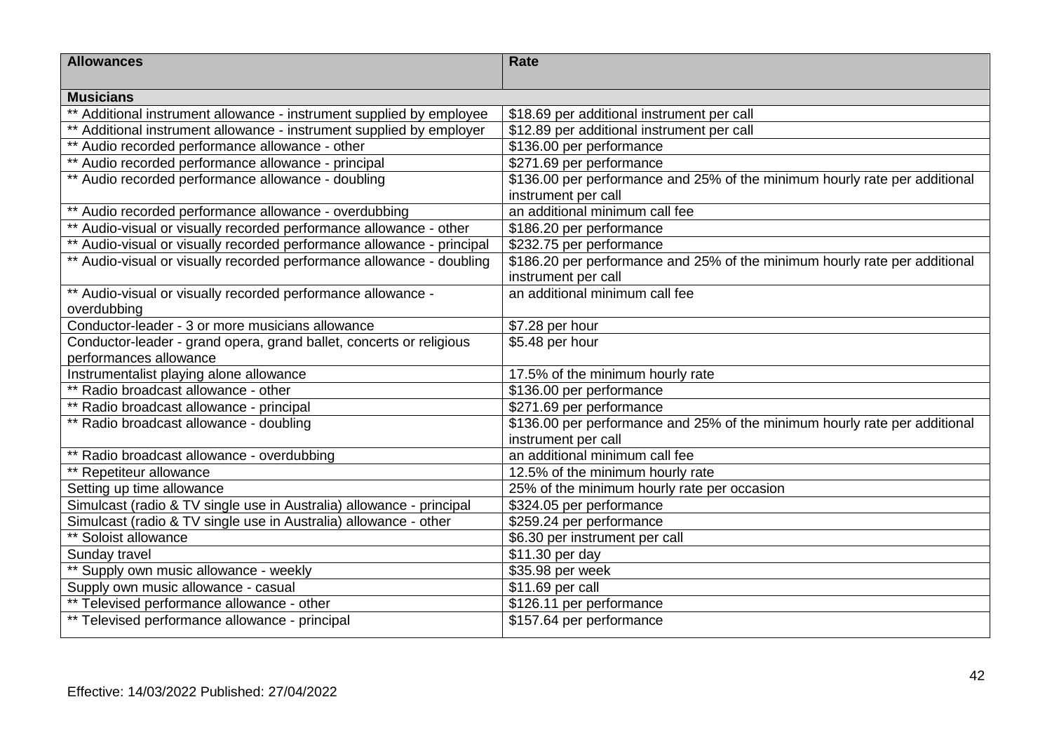| Allowances | Rate |
| --- | --- |
| **Musicians** | |
| ** Additional instrument allowance - instrument supplied by employee | $18.69 per additional instrument per call |
| ** Additional instrument allowance - instrument supplied by employer | $12.89 per additional instrument per call |
| ** Audio recorded performance allowance - other | $136.00 per performance |
| ** Audio recorded performance allowance - principal | $271.69 per performance |
| ** Audio recorded performance allowance - doubling | $136.00 per performance and 25% of the minimum hourly rate per additional instrument per call |
| ** Audio recorded performance allowance - overdubbing | an additional minimum call fee |
| ** Audio-visual or visually recorded performance allowance - other | $186.20 per performance |
| ** Audio-visual or visually recorded performance allowance - principal | $232.75 per performance |
| ** Audio-visual or visually recorded performance allowance - doubling | $186.20 per performance and 25% of the minimum hourly rate per additional instrument per call |
| ** Audio-visual or visually recorded performance allowance - overdubbing | an additional minimum call fee |
| Conductor-leader - 3 or more musicians allowance | $7.28 per hour |
| Conductor-leader - grand opera, grand ballet, concerts or religious performances allowance | $5.48 per hour |
| Instrumentalist playing alone allowance | 17.5% of the minimum hourly rate |
| ** Radio broadcast allowance - other | $136.00 per performance |
| ** Radio broadcast allowance - principal | $271.69 per performance |
| ** Radio broadcast allowance - doubling | $136.00 per performance and 25% of the minimum hourly rate per additional instrument per call |
| ** Radio broadcast allowance - overdubbing | an additional minimum call fee |
| ** Repetiteur allowance | 12.5% of the minimum hourly rate |
| Setting up time allowance | 25% of the minimum hourly rate per occasion |
| Simulcast (radio & TV single use in Australia) allowance - principal | $324.05 per performance |
| Simulcast (radio & TV single use in Australia) allowance - other | $259.24 per performance |
| ** Soloist allowance | $6.30 per instrument per call |
| Sunday travel | $11.30 per day |
| ** Supply own music allowance - weekly | $35.98 per week |
| Supply own music allowance - casual | $11.69 per call |
| ** Televised performance allowance - other | $126.11 per performance |
| ** Televised performance allowance - principal | $157.64 per performance |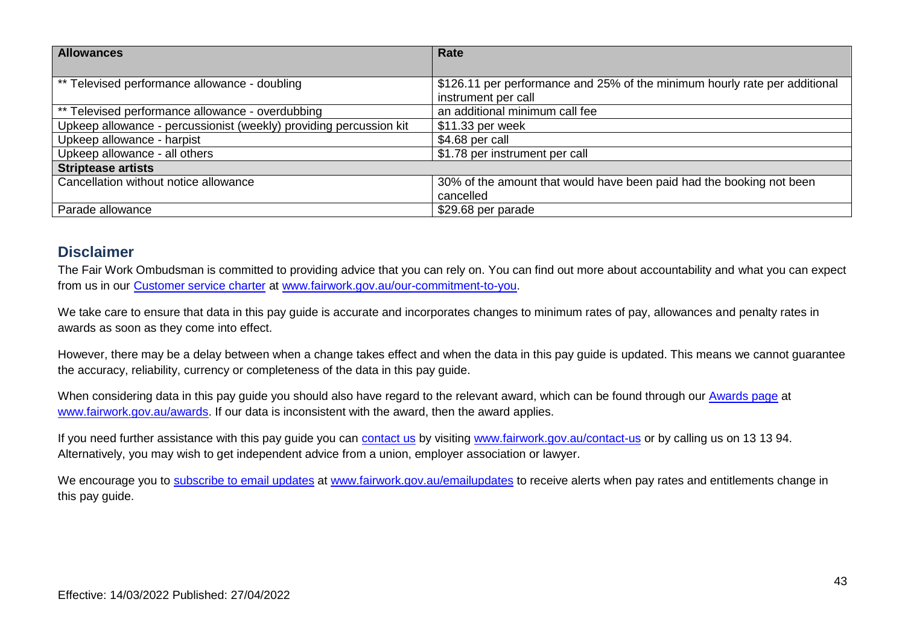| Allowances | Rate |
|---|---|
| ** Televised performance allowance - doubling | $126.11 per performance and 25% of the minimum hourly rate per additional instrument per call |
| ** Televised performance allowance - overdubbing | an additional minimum call fee |
| Upkeep allowance - percussionist (weekly) providing percussion kit | $11.33 per week |
| Upkeep allowance - harpist | $4.68 per call |
| Upkeep allowance - all others | $1.78 per instrument per call |
| **Striptease artists** | |
| Cancellation without notice allowance | 30% of the amount that would have been paid had the booking not been cancelled |
| Parade allowance | $29.68 per parade |

## Disclaimer

The Fair Work Ombudsman is committed to providing advice that you can rely on. You can find out more about accountability and what you can expect from us in our Customer service charter at www.fairwork.gov.au/our-commitment-to-you.

We take care to ensure that data in this pay guide is accurate and incorporates changes to minimum rates of pay, allowances and penalty rates in awards as soon as they come into effect.

However, there may be a delay between when a change takes effect and when the data in this pay guide is updated. This means we cannot guarantee the accuracy, reliability, currency or completeness of the data in this pay guide.

When considering data in this pay guide you should also have regard to the relevant award, which can be found through our Awards page at www.fairwork.gov.au/awards. If our data is inconsistent with the award, then the award applies.

If you need further assistance with this pay guide you can contact us by visiting www.fairwork.gov.au/contact-us or by calling us on 13 13 94. Alternatively, you may wish to get independent advice from a union, employer association or lawyer.

We encourage you to subscribe to email updates at www.fairwork.gov.au/emailupdates to receive alerts when pay rates and entitlements change in this pay guide.

Effective: 14/03/2022 Published: 27/04/2022